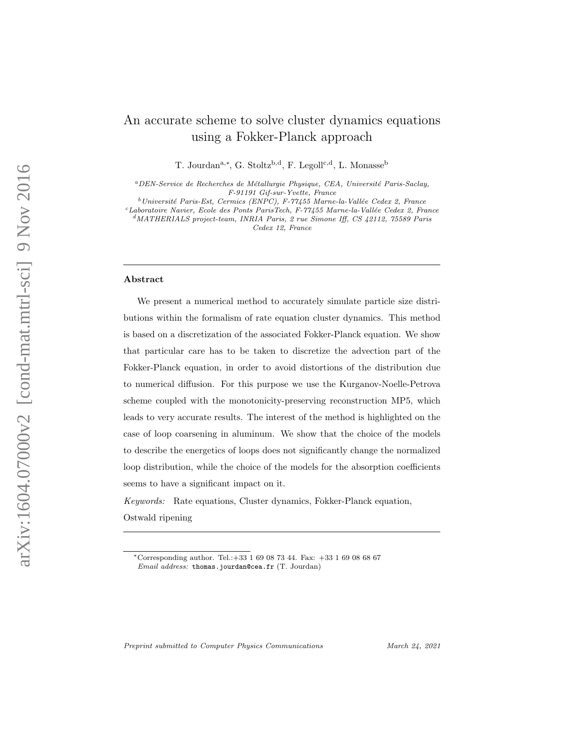# An accurate scheme to solve cluster dynamics equations using a Fokker-Planck approach

T. Jourdan[a,*], G. Stoltz[b,d], F. Legoll[c,d], L. Monasse[b]

[a] *DEN-Service de Recherches de Métallurgie Physique, CEA, Université Paris-Saclay, F-91191 Gif-sur-Yvette, France*

[b] *Université Paris-Est, Cermics (ENPC), F-77455 Marne-la-Vallée Cedex 2, France*

[c] *Laboratoire Navier, Ecole des Ponts ParisTech, F-77455 Marne-la-Vallée Cedex 2, France*

[d] *MATHERIALS project-team, INRIA Paris, 2 rue Simone Iff, CS 42112, 75589 Paris Cedex 12, France*

## Abstract

We present a numerical method to accurately simulate particle size distributions within the formalism of rate equation cluster dynamics. This method is based on a discretization of the associated Fokker-Planck equation. We show that particular care has to be taken to discretize the advection part of the Fokker-Planck equation, in order to avoid distortions of the distribution due to numerical diffusion. For this purpose we use the Kurganov-Noelle-Petrova scheme coupled with the monotonicity-preserving reconstruction MP5, which leads to very accurate results. The interest of the method is highlighted on the case of loop coarsening in aluminum. We show that the choice of the models to describe the energetics of loops does not significantly change the normalized loop distribution, while the choice of the models for the absorption coefficients seems to have a significant impact on it.

*Keywords:* Rate equations, Cluster dynamics, Fokker-Planck equation, Ostwald ripening

*Corresponding author. Tel.:+33 1 69 08 73 44. Fax: +33 1 69 08 68 67
*Email address:* thomas.jourdan@cea.fr (T. Jourdan)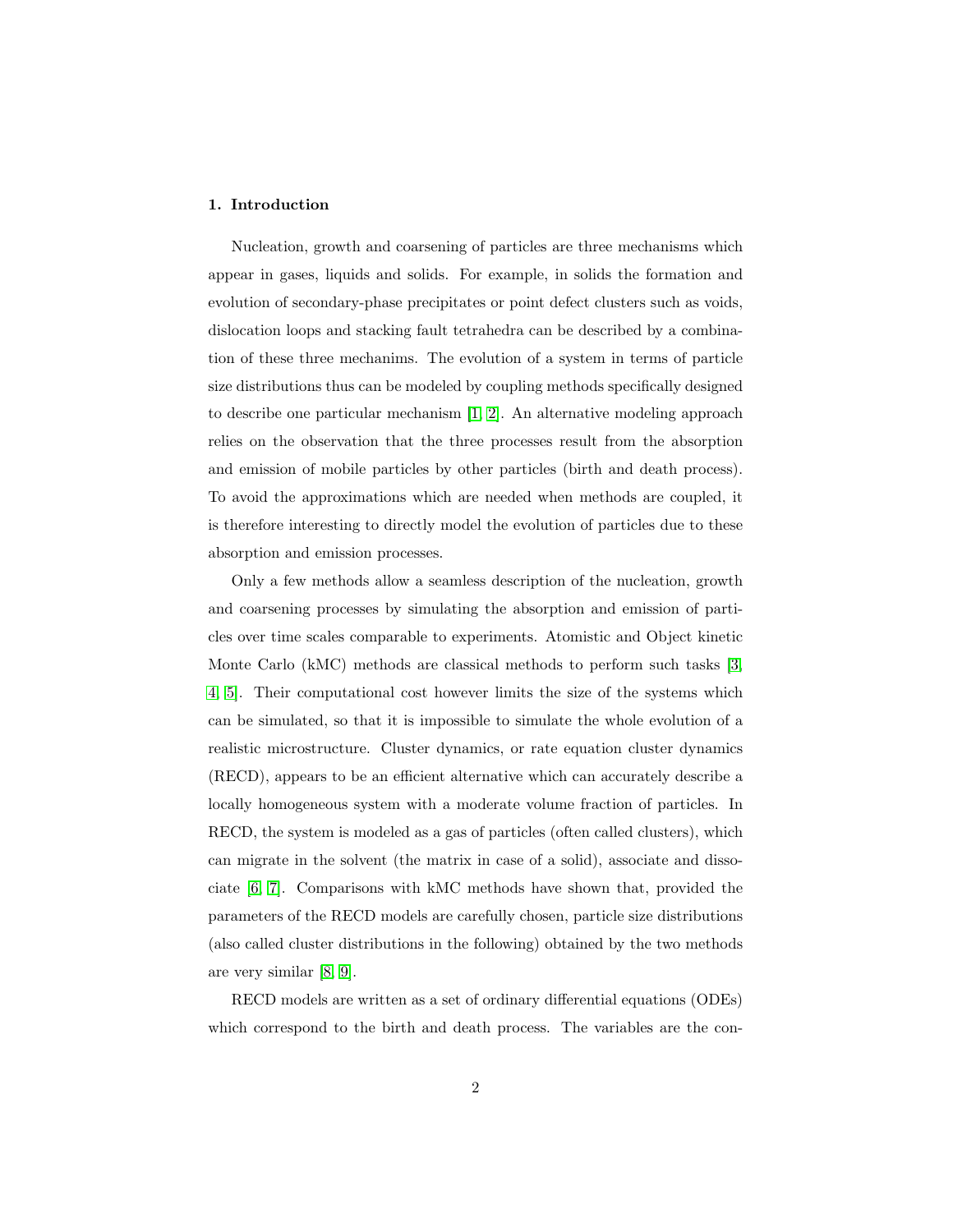## 1. Introduction

Nucleation, growth and coarsening of particles are three mechanisms which appear in gases, liquids and solids. For example, in solids the formation and evolution of secondary-phase precipitates or point defect clusters such as voids, dislocation loops and stacking fault tetrahedra can be described by a combination of these three mechanims. The evolution of a system in terms of particle size distributions thus can be modeled by coupling methods specifically designed to describe one particular mechanism [1, 2]. An alternative modeling approach relies on the observation that the three processes result from the absorption and emission of mobile particles by other particles (birth and death process). To avoid the approximations which are needed when methods are coupled, it is therefore interesting to directly model the evolution of particles due to these absorption and emission processes.

Only a few methods allow a seamless description of the nucleation, growth and coarsening processes by simulating the absorption and emission of particles over time scales comparable to experiments. Atomistic and Object kinetic Monte Carlo (kMC) methods are classical methods to perform such tasks [3, 4, 5]. Their computational cost however limits the size of the systems which can be simulated, so that it is impossible to simulate the whole evolution of a realistic microstructure. Cluster dynamics, or rate equation cluster dynamics (RECD), appears to be an efficient alternative which can accurately describe a locally homogeneous system with a moderate volume fraction of particles. In RECD, the system is modeled as a gas of particles (often called clusters), which can migrate in the solvent (the matrix in case of a solid), associate and dissociate [6, 7]. Comparisons with kMC methods have shown that, provided the parameters of the RECD models are carefully chosen, particle size distributions (also called cluster distributions in the following) obtained by the two methods are very similar [8, 9].

RECD models are written as a set of ordinary differential equations (ODEs) which correspond to the birth and death process. The variables are the con-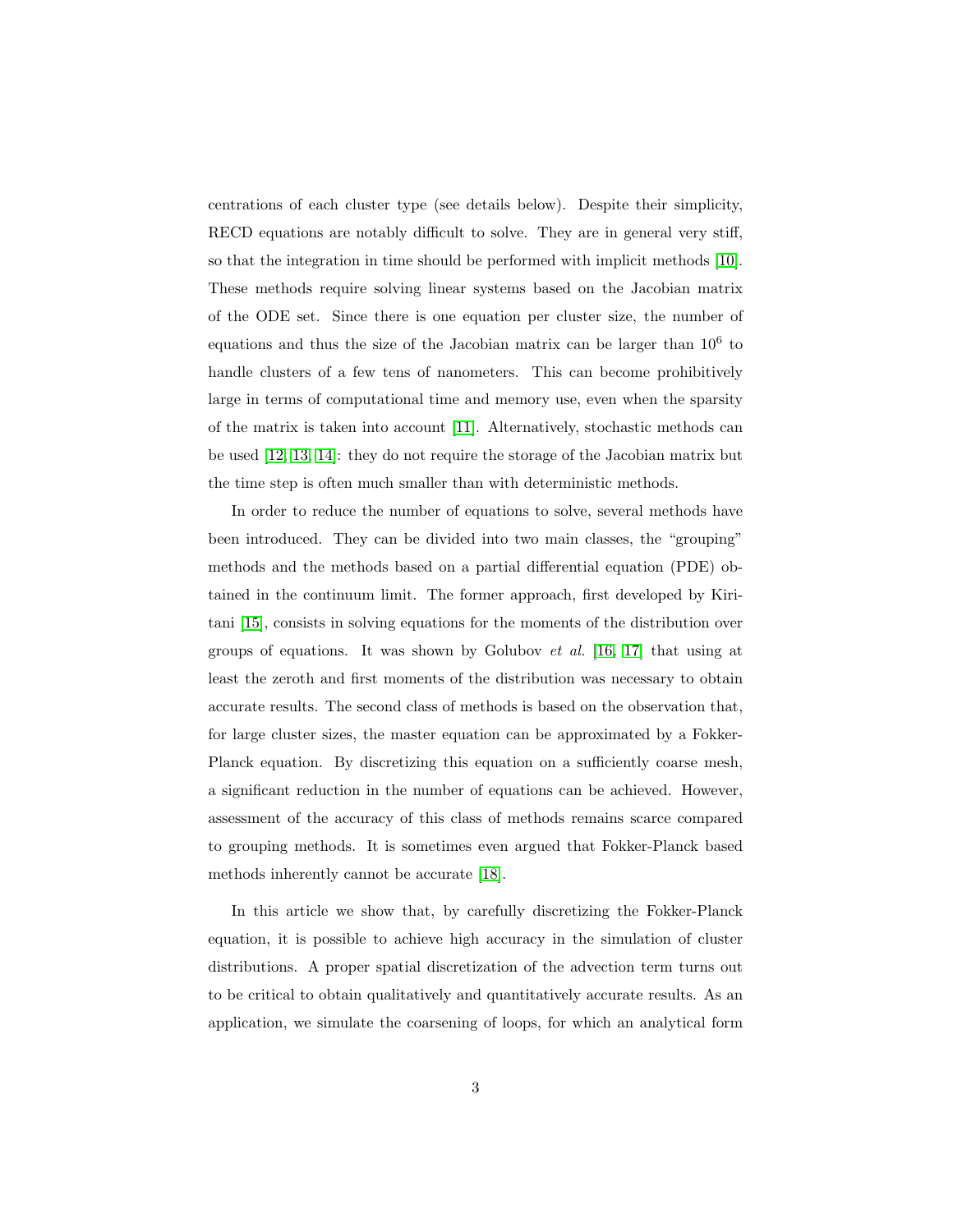centrations of each cluster type (see details below). Despite their simplicity, RECD equations are notably difficult to solve. They are in general very stiff, so that the integration in time should be performed with implicit methods [10]. These methods require solving linear systems based on the Jacobian matrix of the ODE set. Since there is one equation per cluster size, the number of equations and thus the size of the Jacobian matrix can be larger than $10^6$ to handle clusters of a few tens of nanometers. This can become prohibitively large in terms of computational time and memory use, even when the sparsity of the matrix is taken into account [11]. Alternatively, stochastic methods can be used [12, 13, 14]: they do not require the storage of the Jacobian matrix but the time step is often much smaller than with deterministic methods.

In order to reduce the number of equations to solve, several methods have been introduced. They can be divided into two main classes, the "grouping" methods and the methods based on a partial differential equation (PDE) obtained in the continuum limit. The former approach, first developed by Kiritani [15], consists in solving equations for the moments of the distribution over groups of equations. It was shown by Golubov *et al.* [16, 17] that using at least the zeroth and first moments of the distribution was necessary to obtain accurate results. The second class of methods is based on the observation that, for large cluster sizes, the master equation can be approximated by a Fokker-Planck equation. By discretizing this equation on a sufficiently coarse mesh, a significant reduction in the number of equations can be achieved. However, assessment of the accuracy of this class of methods remains scarce compared to grouping methods. It is sometimes even argued that Fokker-Planck based methods inherently cannot be accurate [18].

In this article we show that, by carefully discretizing the Fokker-Planck equation, it is possible to achieve high accuracy in the simulation of cluster distributions. A proper spatial discretization of the advection term turns out to be critical to obtain qualitatively and quantitatively accurate results. As an application, we simulate the coarsening of loops, for which an analytical form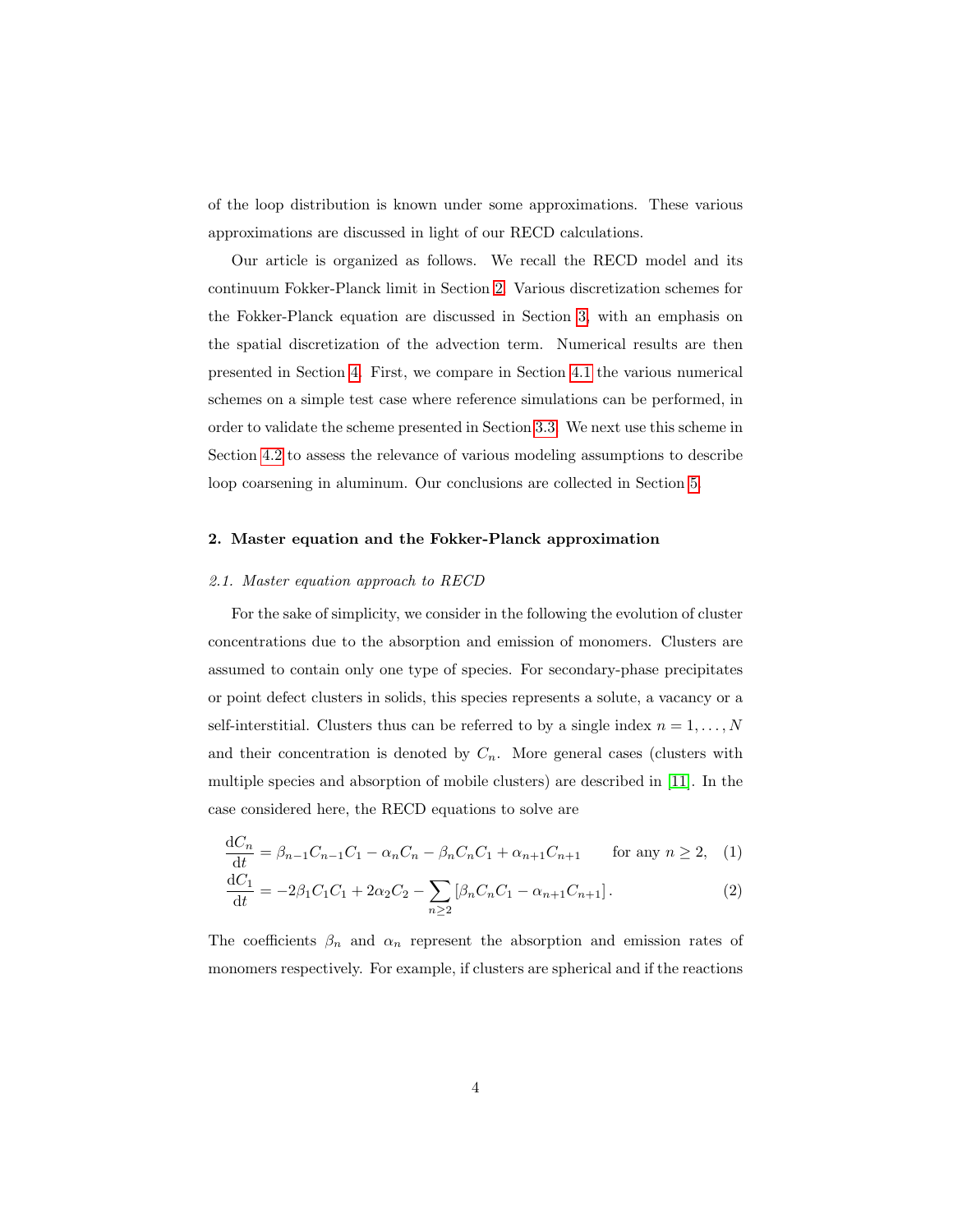of the loop distribution is known under some approximations. These various approximations are discussed in light of our RECD calculations.

Our article is organized as follows. We recall the RECD model and its continuum Fokker-Planck limit in Section 2. Various discretization schemes for the Fokker-Planck equation are discussed in Section 3, with an emphasis on the spatial discretization of the advection term. Numerical results are then presented in Section 4. First, we compare in Section 4.1 the various numerical schemes on a simple test case where reference simulations can be performed, in order to validate the scheme presented in Section 3.3. We next use this scheme in Section 4.2 to assess the relevance of various modeling assumptions to describe loop coarsening in aluminum. Our conclusions are collected in Section 5.

## 2. Master equation and the Fokker-Planck approximation

### *2.1. Master equation approach to RECD*

For the sake of simplicity, we consider in the following the evolution of cluster concentrations due to the absorption and emission of monomers. Clusters are assumed to contain only one type of species. For secondary-phase precipitates or point defect clusters in solids, this species represents a solute, a vacancy or a self-interstitial. Clusters thus can be referred to by a single index $n = 1, \dots, N$ and their concentration is denoted by $C_n$. More general cases (clusters with multiple species and absorption of mobile clusters) are described in [11]. In the case considered here, the RECD equations to solve are

$$\frac{\mathrm{d}C_n}{\mathrm{d}t} = \beta_{n-1}C_{n-1}C_1 - \alpha_n C_n - \beta_n C_n C_1 + \alpha_{n+1}C_{n+1} \qquad \text{for any } n \geq 2, \quad (1)$$

$$\frac{\mathrm{d}C_1}{\mathrm{d}t} = -2\beta_1 C_1 C_1 + 2\alpha_2 C_2 - \sum_{n\geq 2} \left[\beta_n C_n C_1 - \alpha_{n+1}C_{n+1}\right]. \quad (2)$$

The coefficients $\beta_n$ and $\alpha_n$ represent the absorption and emission rates of monomers respectively. For example, if clusters are spherical and if the reactions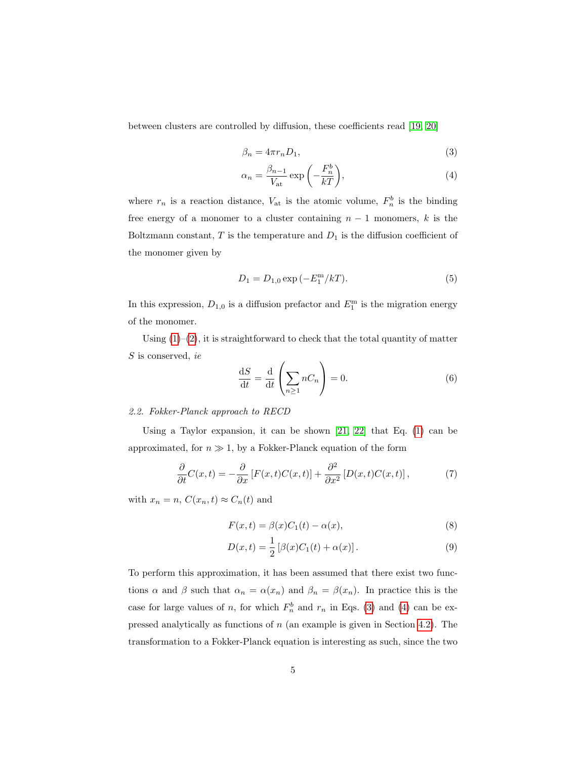between clusters are controlled by diffusion, these coefficients read [19, 20]

$$\beta_n = 4\pi r_n D_1, \tag{3}$$

$$\alpha_n = \frac{\beta_{n-1}}{V_{\text{at}}} \exp\left(-\frac{F_n^b}{kT}\right), \tag{4}$$

where $r_n$ is a reaction distance, $V_{\text{at}}$ is the atomic volume, $F_n^b$ is the binding free energy of a monomer to a cluster containing $n-1$ monomers, $k$ is the Boltzmann constant, $T$ is the temperature and $D_1$ is the diffusion coefficient of the monomer given by

$$D_1 = D_{1,0} \exp\left(-E_1^{\text{m}}/kT\right). \tag{5}$$

In this expression, $D_{1,0}$ is a diffusion prefactor and $E_1^{\text{m}}$ is the migration energy of the monomer.

Using (1)–(2), it is straightforward to check that the total quantity of matter $S$ is conserved, *ie*

$$\frac{\mathrm{d}S}{\mathrm{d}t} = \frac{\mathrm{d}}{\mathrm{d}t}\left(\sum_{n\geq 1} nC_n\right) = 0. \tag{6}$$

### *2.2. Fokker-Planck approach to RECD*

Using a Taylor expansion, it can be shown [21, 22] that Eq. (1) can be approximated, for $n \gg 1$, by a Fokker-Planck equation of the form

$$\frac{\partial}{\partial t}C(x,t) = -\frac{\partial}{\partial x}\left[F(x,t)C(x,t)\right] + \frac{\partial^2}{\partial x^2}\left[D(x,t)C(x,t)\right], \tag{7}$$

with $x_n = n$, $C(x_n, t) \approx C_n(t)$ and

$$F(x,t) = \beta(x)C_1(t) - \alpha(x), \tag{8}$$

$$D(x,t) = \frac{1}{2}\left[\beta(x)C_1(t) + \alpha(x)\right]. \tag{9}$$

To perform this approximation, it has been assumed that there exist two functions $\alpha$ and $\beta$ such that $\alpha_n = \alpha(x_n)$ and $\beta_n = \beta(x_n)$. In practice this is the case for large values of $n$, for which $F_n^b$ and $r_n$ in Eqs. (3) and (4) can be expressed analytically as functions of $n$ (an example is given in Section 4.2). The transformation to a Fokker-Planck equation is interesting as such, since the two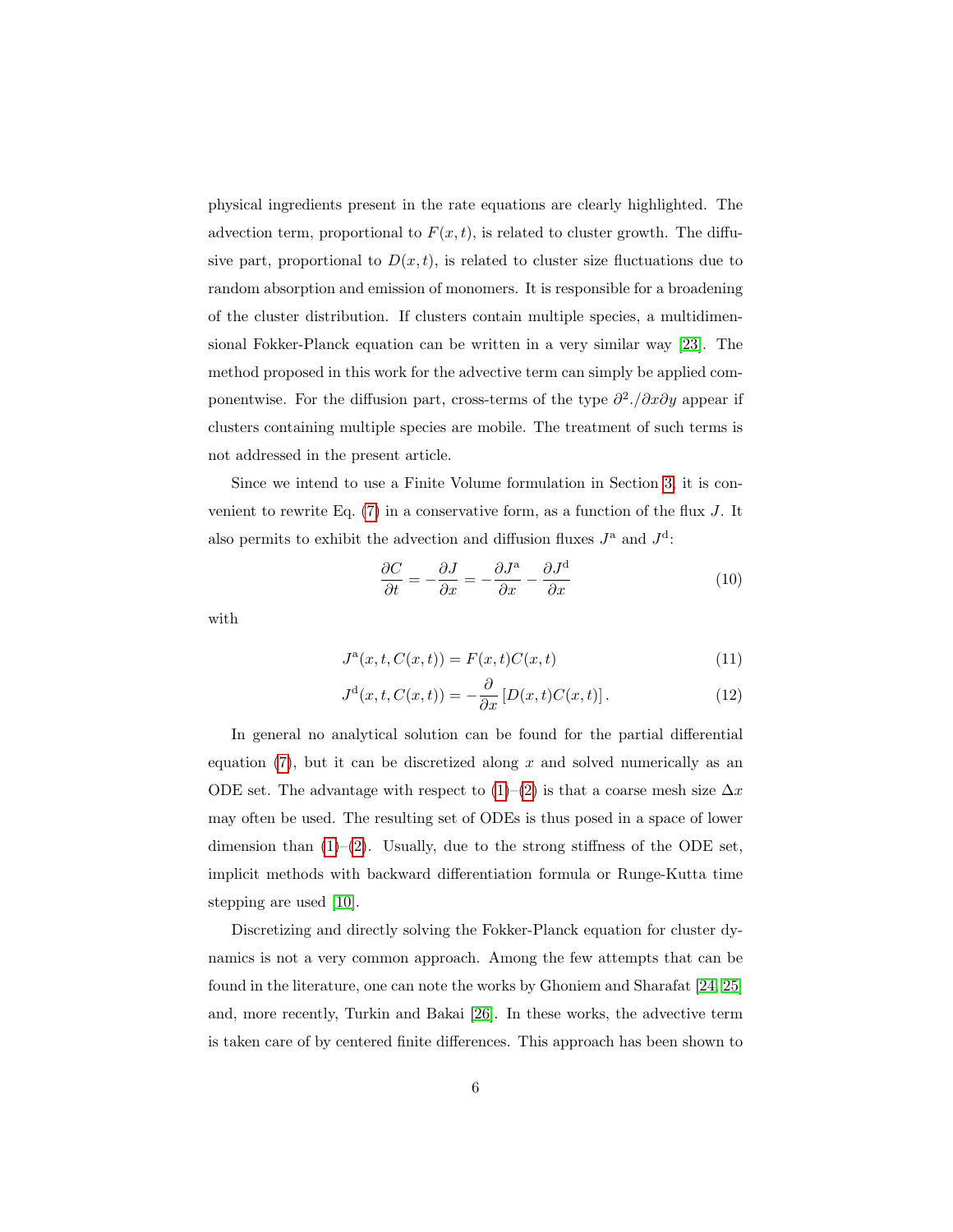physical ingredients present in the rate equations are clearly highlighted. The advection term, proportional to $F(x,t)$, is related to cluster growth. The diffusive part, proportional to $D(x,t)$, is related to cluster size fluctuations due to random absorption and emission of monomers. It is responsible for a broadening of the cluster distribution. If clusters contain multiple species, a multidimensional Fokker-Planck equation can be written in a very similar way [23]. The method proposed in this work for the advective term can simply be applied componentwise. For the diffusion part, cross-terms of the type $\partial^2./\partial x \partial y$ appear if clusters containing multiple species are mobile. The treatment of such terms is not addressed in the present article.

Since we intend to use a Finite Volume formulation in Section 3, it is convenient to rewrite Eq. (7) in a conservative form, as a function of the flux $J$. It also permits to exhibit the advection and diffusion fluxes $J^{\mathrm{a}}$ and $J^{\mathrm{d}}$:

$$\frac{\partial C}{\partial t} = -\frac{\partial J}{\partial x} = -\frac{\partial J^{\mathrm{a}}}{\partial x} - \frac{\partial J^{\mathrm{d}}}{\partial x} \tag{10}$$

with

$$J^{\mathrm{a}}(x,t,C(x,t)) = F(x,t)C(x,t) \tag{11}$$

$$J^{\mathrm{d}}(x,t,C(x,t)) = -\frac{\partial}{\partial x}\left[D(x,t)C(x,t)\right]. \tag{12}$$

In general no analytical solution can be found for the partial differential equation (7), but it can be discretized along $x$ and solved numerically as an ODE set. The advantage with respect to (1)–(2) is that a coarse mesh size $\Delta x$ may often be used. The resulting set of ODEs is thus posed in a space of lower dimension than (1)–(2). Usually, due to the strong stiffness of the ODE set, implicit methods with backward differentiation formula or Runge-Kutta time stepping are used [10].

Discretizing and directly solving the Fokker-Planck equation for cluster dynamics is not a very common approach. Among the few attempts that can be found in the literature, one can note the works by Ghoniem and Sharafat [24, 25] and, more recently, Turkin and Bakai [26]. In these works, the advective term is taken care of by centered finite differences. This approach has been shown to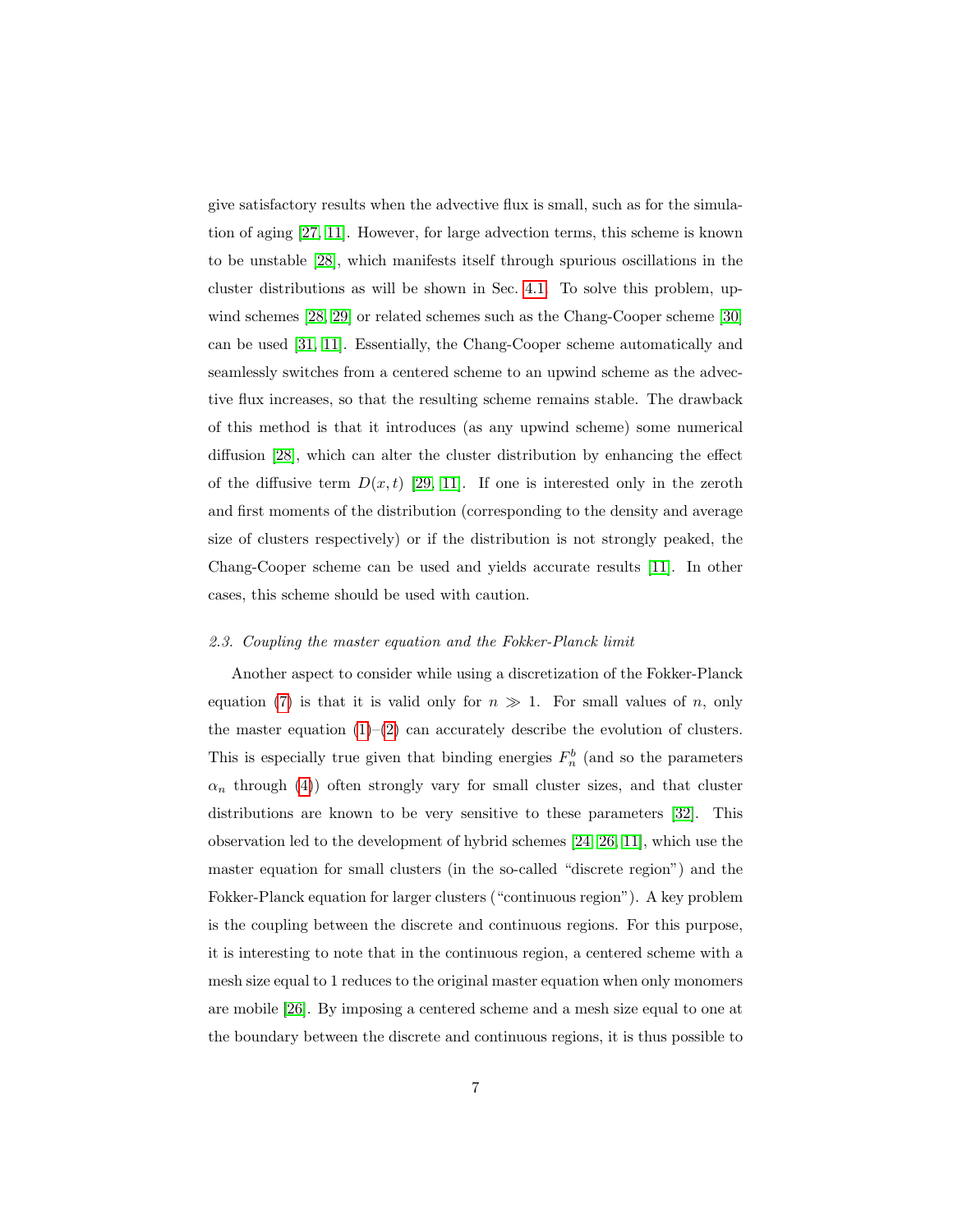give satisfactory results when the advective flux is small, such as for the simulation of aging [27, 11]. However, for large advection terms, this scheme is known to be unstable [28], which manifests itself through spurious oscillations in the cluster distributions as will be shown in Sec. 4.1. To solve this problem, upwind schemes [28, 29] or related schemes such as the Chang-Cooper scheme [30] can be used [31, 11]. Essentially, the Chang-Cooper scheme automatically and seamlessly switches from a centered scheme to an upwind scheme as the advective flux increases, so that the resulting scheme remains stable. The drawback of this method is that it introduces (as any upwind scheme) some numerical diffusion [28], which can alter the cluster distribution by enhancing the effect of the diffusive term $D(x,t)$ [29, 11]. If one is interested only in the zeroth and first moments of the distribution (corresponding to the density and average size of clusters respectively) or if the distribution is not strongly peaked, the Chang-Cooper scheme can be used and yields accurate results [11]. In other cases, this scheme should be used with caution.

### 2.3. Coupling the master equation and the Fokker-Planck limit

Another aspect to consider while using a discretization of the Fokker-Planck equation (7) is that it is valid only for $n \gg 1$. For small values of $n$, only the master equation (1)–(2) can accurately describe the evolution of clusters. This is especially true given that binding energies $F_n^b$ (and so the parameters $\alpha_n$ through (4)) often strongly vary for small cluster sizes, and that cluster distributions are known to be very sensitive to these parameters [32]. This observation led to the development of hybrid schemes [24, 26, 11], which use the master equation for small clusters (in the so-called "discrete region") and the Fokker-Planck equation for larger clusters ("continuous region"). A key problem is the coupling between the discrete and continuous regions. For this purpose, it is interesting to note that in the continuous region, a centered scheme with a mesh size equal to 1 reduces to the original master equation when only monomers are mobile [26]. By imposing a centered scheme and a mesh size equal to one at the boundary between the discrete and continuous regions, it is thus possible to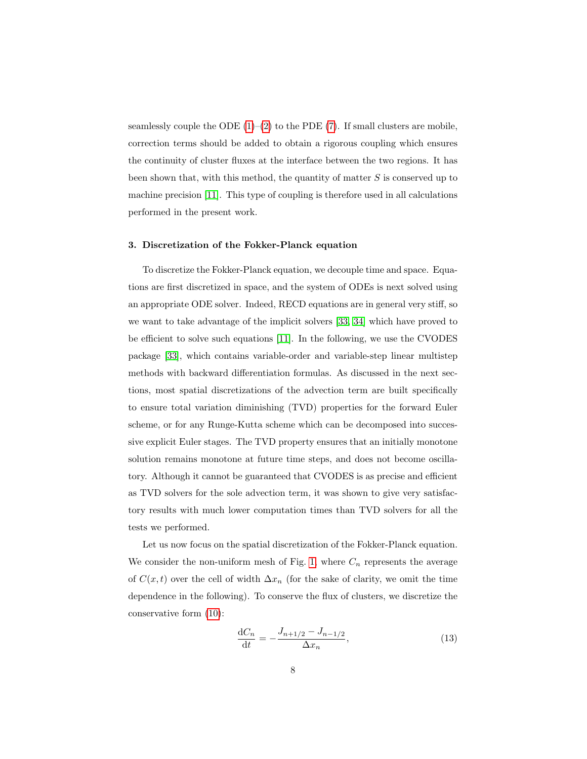seamlessly couple the ODE (1)–(2) to the PDE (7). If small clusters are mobile, correction terms should be added to obtain a rigorous coupling which ensures the continuity of cluster fluxes at the interface between the two regions. It has been shown that, with this method, the quantity of matter $S$ is conserved up to machine precision [11]. This type of coupling is therefore used in all calculations performed in the present work.

## 3. Discretization of the Fokker-Planck equation

To discretize the Fokker-Planck equation, we decouple time and space. Equations are first discretized in space, and the system of ODEs is next solved using an appropriate ODE solver. Indeed, RECD equations are in general very stiff, so we want to take advantage of the implicit solvers [33, 34] which have proved to be efficient to solve such equations [11]. In the following, we use the CVODES package [33], which contains variable-order and variable-step linear multistep methods with backward differentiation formulas. As discussed in the next sections, most spatial discretizations of the advection term are built specifically to ensure total variation diminishing (TVD) properties for the forward Euler scheme, or for any Runge-Kutta scheme which can be decomposed into successive explicit Euler stages. The TVD property ensures that an initially monotone solution remains monotone at future time steps, and does not become oscillatory. Although it cannot be guaranteed that CVODES is as precise and efficient as TVD solvers for the sole advection term, it was shown to give very satisfactory results with much lower computation times than TVD solvers for all the tests we performed.

Let us now focus on the spatial discretization of the Fokker-Planck equation. We consider the non-uniform mesh of Fig. 1, where $C_n$ represents the average of $C(x,t)$ over the cell of width $\Delta x_n$ (for the sake of clarity, we omit the time dependence in the following). To conserve the flux of clusters, we discretize the conservative form (10):

$$\frac{\mathrm{d}C_n}{\mathrm{d}t} = -\frac{J_{n+1/2} - J_{n-1/2}}{\Delta x_n}, \tag{13}$$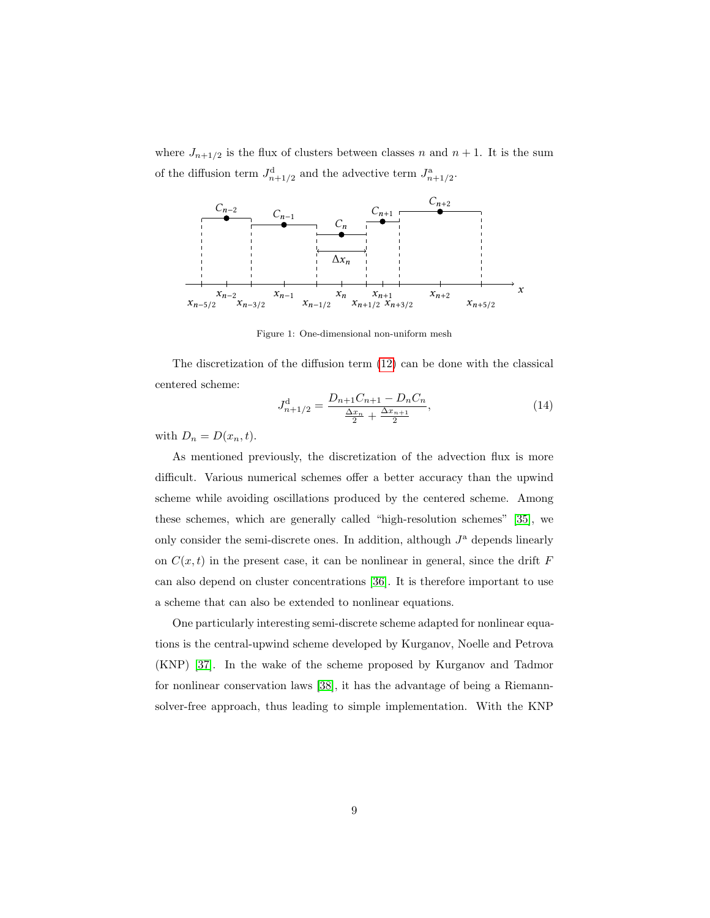where $J_{n+1/2}$ is the flux of clusters between classes $n$ and $n+1$. It is the sum of the diffusion term $J^{\mathrm{d}}_{n+1/2}$ and the advective term $J^{\mathrm{a}}_{n+1/2}$.

Figure 1: One-dimensional non-uniform mesh

The discretization of the diffusion term (12) can be done with the classical centered scheme:

$$J^{\mathrm{d}}_{n+1/2} = \frac{D_{n+1}C_{n+1} - D_n C_n}{\frac{\Delta x_n}{2} + \frac{\Delta x_{n+1}}{2}}, \tag{14}$$

with $D_n = D(x_n, t)$.

As mentioned previously, the discretization of the advection flux is more difficult. Various numerical schemes offer a better accuracy than the upwind scheme while avoiding oscillations produced by the centered scheme. Among these schemes, which are generally called "high-resolution schemes" [35], we only consider the semi-discrete ones. In addition, although $J^{\mathrm{a}}$ depends linearly on $C(x,t)$ in the present case, it can be nonlinear in general, since the drift $F$ can also depend on cluster concentrations [36]. It is therefore important to use a scheme that can also be extended to nonlinear equations.

One particularly interesting semi-discrete scheme adapted for nonlinear equations is the central-upwind scheme developed by Kurganov, Noelle and Petrova (KNP) [37]. In the wake of the scheme proposed by Kurganov and Tadmor for nonlinear conservation laws [38], it has the advantage of being a Riemann-solver-free approach, thus leading to simple implementation. With the KNP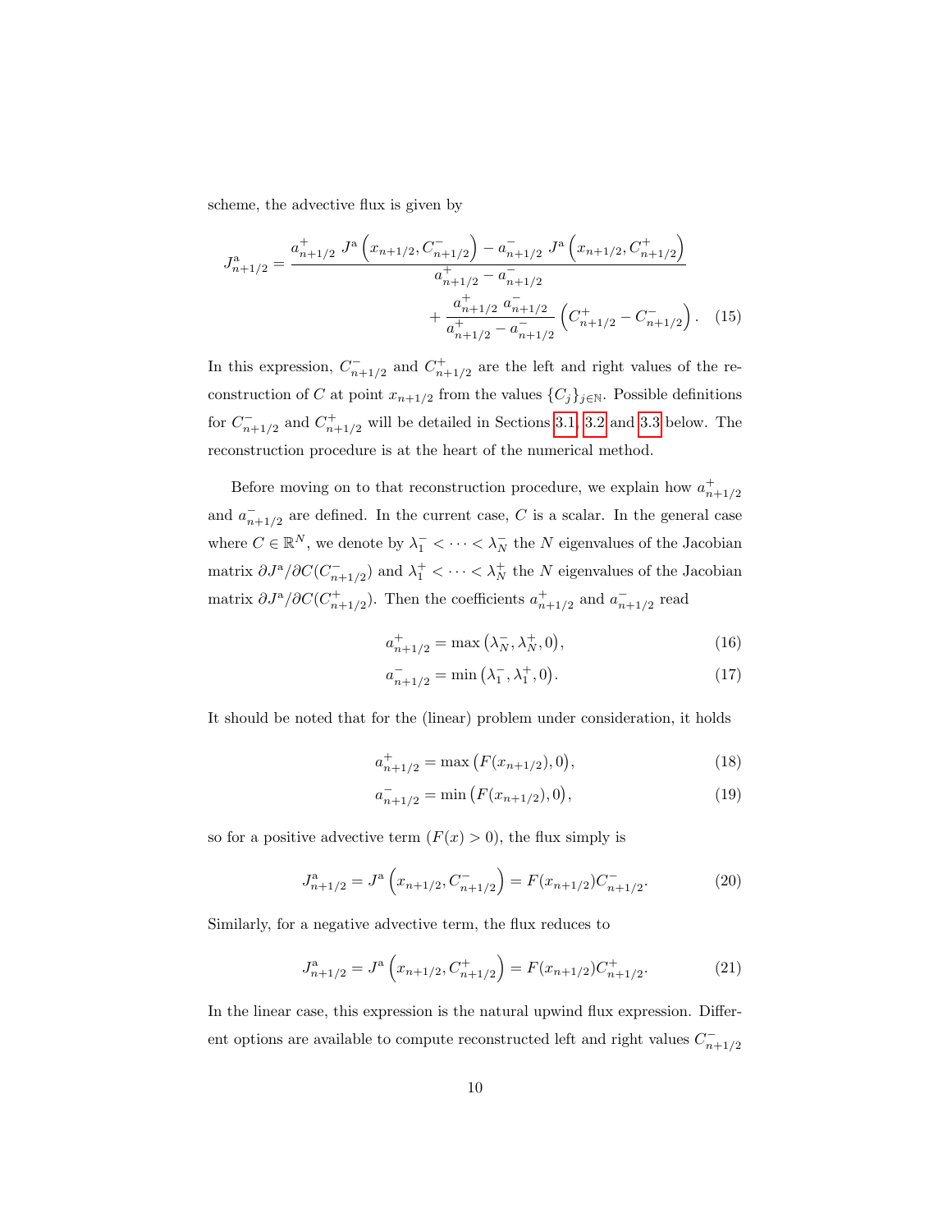scheme, the advective flux is given by

$$J^{\mathrm{a}}_{n+1/2} = \frac{a^+_{n+1/2}\ J^{\mathrm{a}}\left(x_{n+1/2}, C^-_{n+1/2}\right) - a^-_{n+1/2}\ J^{\mathrm{a}}\left(x_{n+1/2}, C^+_{n+1/2}\right)}{a^+_{n+1/2} - a^-_{n+1/2}} + \frac{a^+_{n+1/2}\ a^-_{n+1/2}}{a^+_{n+1/2} - a^-_{n+1/2}} \left(C^+_{n+1/2} - C^-_{n+1/2}\right). \quad (15)$$

In this expression, $C^-_{n+1/2}$ and $C^+_{n+1/2}$ are the left and right values of the reconstruction of $C$ at point $x_{n+1/2}$ from the values $\{C_j\}_{j\in\mathbb{N}}$. Possible definitions for $C^-_{n+1/2}$ and $C^+_{n+1/2}$ will be detailed in Sections 3.1, 3.2 and 3.3 below. The reconstruction procedure is at the heart of the numerical method.

Before moving on to that reconstruction procedure, we explain how $a^+_{n+1/2}$ and $a^-_{n+1/2}$ are defined. In the current case, $C$ is a scalar. In the general case where $C \in \mathbb{R}^N$, we denote by $\lambda_1^- < \cdots < \lambda_N^-$ the $N$ eigenvalues of the Jacobian matrix $\partial J^{\mathrm{a}}/\partial C(C^-_{n+1/2})$ and $\lambda_1^+ < \cdots < \lambda_N^+$ the $N$ eigenvalues of the Jacobian matrix $\partial J^{\mathrm{a}}/\partial C(C^+_{n+1/2})$. Then the coefficients $a^+_{n+1/2}$ and $a^-_{n+1/2}$ read

$$a^+_{n+1/2} = \max\left(\lambda_N^-, \lambda_N^+, 0\right), \quad (16)$$

$$a^-_{n+1/2} = \min\left(\lambda_1^-, \lambda_1^+, 0\right). \quad (17)$$

It should be noted that for the (linear) problem under consideration, it holds

$$a^+_{n+1/2} = \max\left(F(x_{n+1/2}), 0\right), \quad (18)$$

$$a^-_{n+1/2} = \min\left(F(x_{n+1/2}), 0\right), \quad (19)$$

so for a positive advective term ($F(x) > 0$), the flux simply is

$$J^{\mathrm{a}}_{n+1/2} = J^{\mathrm{a}}\left(x_{n+1/2}, C^-_{n+1/2}\right) = F(x_{n+1/2}) C^-_{n+1/2}. \quad (20)$$

Similarly, for a negative advective term, the flux reduces to

$$J^{\mathrm{a}}_{n+1/2} = J^{\mathrm{a}}\left(x_{n+1/2}, C^+_{n+1/2}\right) = F(x_{n+1/2}) C^+_{n+1/2}. \quad (21)$$

In the linear case, this expression is the natural upwind flux expression. Different options are available to compute reconstructed left and right values $C^-_{n+1/2}$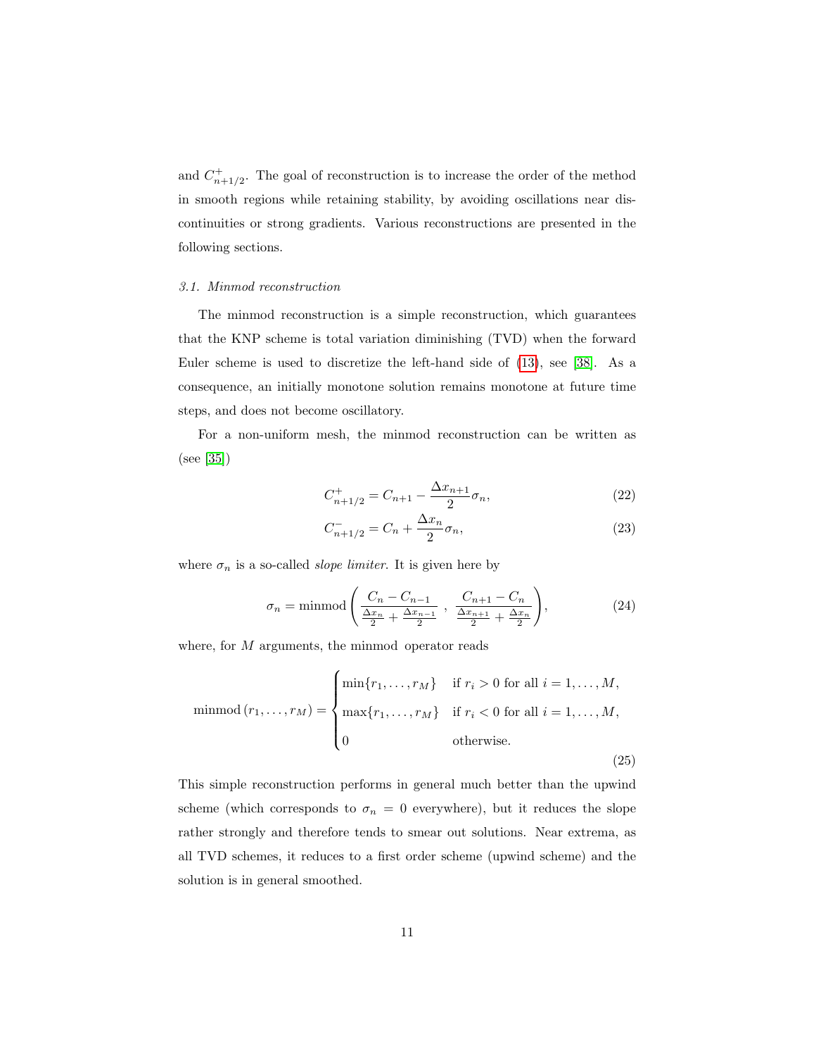and $C^{+}_{n+1/2}$. The goal of reconstruction is to increase the order of the method in smooth regions while retaining stability, by avoiding oscillations near discontinuities or strong gradients. Various reconstructions are presented in the following sections.

### 3.1. Minmod reconstruction

The minmod reconstruction is a simple reconstruction, which guarantees that the KNP scheme is total variation diminishing (TVD) when the forward Euler scheme is used to discretize the left-hand side of (13), see [38]. As a consequence, an initially monotone solution remains monotone at future time steps, and does not become oscillatory.

For a non-uniform mesh, the minmod reconstruction can be written as (see [35])

$$C^{+}_{n+1/2} = C_{n+1} - \frac{\Delta x_{n+1}}{2}\sigma_n, \tag{22}$$

$$C^{-}_{n+1/2} = C_{n} + \frac{\Delta x_{n}}{2}\sigma_n, \tag{23}$$

where $\sigma_n$ is a so-called *slope limiter*. It is given here by

$$\sigma_n = \text{minmod}\left( \frac{C_n - C_{n-1}}{\frac{\Delta x_n}{2} + \frac{\Delta x_{n-1}}{2}} \;,\; \frac{C_{n+1} - C_n}{\frac{\Delta x_{n+1}}{2} + \frac{\Delta x_n}{2}} \right), \tag{24}$$

where, for $M$ arguments, the minmod operator reads

$$\text{minmod}\,(r_1, \ldots, r_M) = \begin{cases} \min\{r_1, \ldots, r_M\} & \text{if } r_i > 0 \text{ for all } i = 1, \ldots, M, \\ \max\{r_1, \ldots, r_M\} & \text{if } r_i < 0 \text{ for all } i = 1, \ldots, M, \\ 0 & \text{otherwise.} \end{cases} \tag{25}$$

This simple reconstruction performs in general much better than the upwind scheme (which corresponds to $\sigma_n = 0$ everywhere), but it reduces the slope rather strongly and therefore tends to smear out solutions. Near extrema, as all TVD schemes, it reduces to a first order scheme (upwind scheme) and the solution is in general smoothed.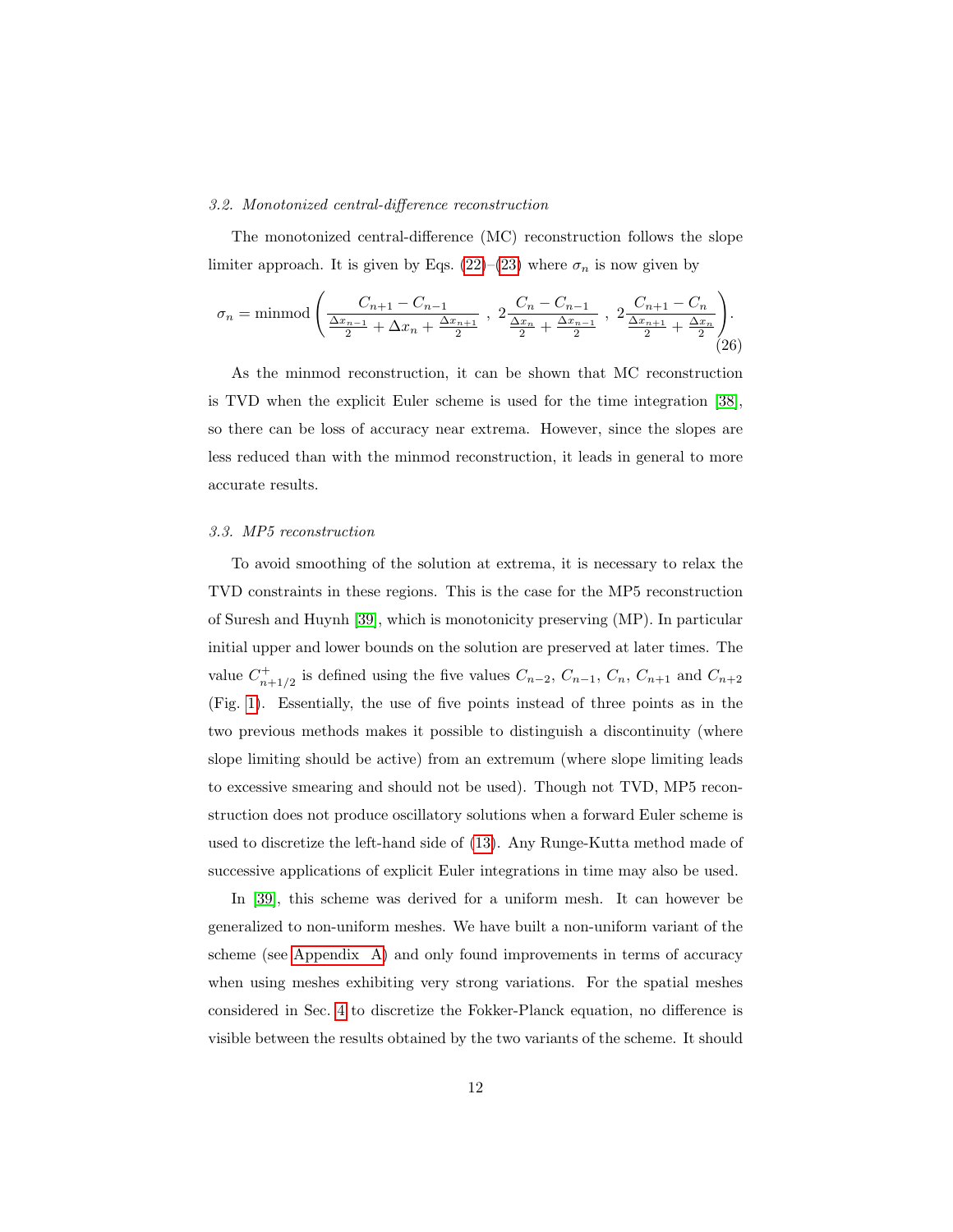### 3.2. Monotonized central-difference reconstruction

The monotonized central-difference (MC) reconstruction follows the slope limiter approach. It is given by Eqs. (22)–(23) where $\sigma_n$ is now given by

$$\sigma_n = \mathrm{minmod}\left(\frac{C_{n+1}-C_{n-1}}{\frac{\Delta x_{n-1}}{2}+\Delta x_n+\frac{\Delta x_{n+1}}{2}}\ ,\ 2\frac{C_n-C_{n-1}}{\frac{\Delta x_n}{2}+\frac{\Delta x_{n-1}}{2}}\ ,\ 2\frac{C_{n+1}-C_n}{\frac{\Delta x_{n+1}}{2}+\frac{\Delta x_n}{2}}\right). \tag{26}$$

As the minmod reconstruction, it can be shown that MC reconstruction is TVD when the explicit Euler scheme is used for the time integration [38], so there can be loss of accuracy near extrema. However, since the slopes are less reduced than with the minmod reconstruction, it leads in general to more accurate results.

### 3.3. MP5 reconstruction

To avoid smoothing of the solution at extrema, it is necessary to relax the TVD constraints in these regions. This is the case for the MP5 reconstruction of Suresh and Huynh [39], which is monotonicity preserving (MP). In particular initial upper and lower bounds on the solution are preserved at later times. The value $C^+_{n+1/2}$ is defined using the five values $C_{n-2}$, $C_{n-1}$, $C_n$, $C_{n+1}$ and $C_{n+2}$ (Fig. 1). Essentially, the use of five points instead of three points as in the two previous methods makes it possible to distinguish a discontinuity (where slope limiting should be active) from an extremum (where slope limiting leads to excessive smearing and should not be used). Though not TVD, MP5 reconstruction does not produce oscillatory solutions when a forward Euler scheme is used to discretize the left-hand side of (13). Any Runge-Kutta method made of successive applications of explicit Euler integrations in time may also be used.

In [39], this scheme was derived for a uniform mesh. It can however be generalized to non-uniform meshes. We have built a non-uniform variant of the scheme (see Appendix A) and only found improvements in terms of accuracy when using meshes exhibiting very strong variations. For the spatial meshes considered in Sec. 4 to discretize the Fokker-Planck equation, no difference is visible between the results obtained by the two variants of the scheme. It should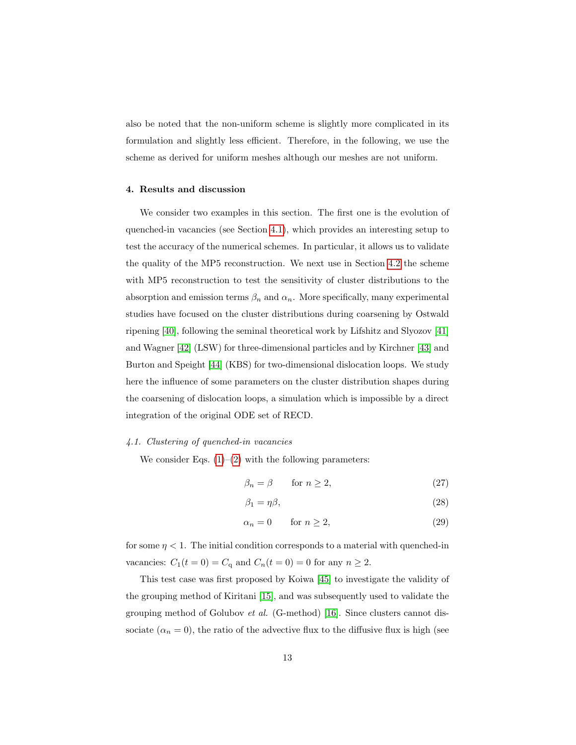also be noted that the non-uniform scheme is slightly more complicated in its formulation and slightly less efficient. Therefore, in the following, we use the scheme as derived for uniform meshes although our meshes are not uniform.

## 4. Results and discussion

We consider two examples in this section. The first one is the evolution of quenched-in vacancies (see Section 4.1), which provides an interesting setup to test the accuracy of the numerical schemes. In particular, it allows us to validate the quality of the MP5 reconstruction. We next use in Section 4.2 the scheme with MP5 reconstruction to test the sensitivity of cluster distributions to the absorption and emission terms $\beta_n$ and $\alpha_n$. More specifically, many experimental studies have focused on the cluster distributions during coarsening by Ostwald ripening [40], following the seminal theoretical work by Lifshitz and Slyozov [41] and Wagner [42] (LSW) for three-dimensional particles and by Kirchner [43] and Burton and Speight [44] (KBS) for two-dimensional dislocation loops. We study here the influence of some parameters on the cluster distribution shapes during the coarsening of dislocation loops, a simulation which is impossible by a direct integration of the original ODE set of RECD.

### *4.1. Clustering of quenched-in vacancies*

We consider Eqs. (1)–(2) with the following parameters:

$$\beta_n = \beta \qquad \text{for } n \geq 2, \tag{27}$$

$$\beta_1 = \eta\beta, \tag{28}$$

$$\alpha_n = 0 \qquad \text{for } n \geq 2, \tag{29}$$

for some $\eta < 1$. The initial condition corresponds to a material with quenched-in vacancies: $C_1(t = 0) = C_\mathrm{q}$ and $C_n(t = 0) = 0$ for any $n \geq 2$.

This test case was first proposed by Koiwa [45] to investigate the validity of the grouping method of Kiritani [15], and was subsequently used to validate the grouping method of Golubov *et al.* (G-method) [16]. Since clusters cannot dissociate ($\alpha_n = 0$), the ratio of the advective flux to the diffusive flux is high (see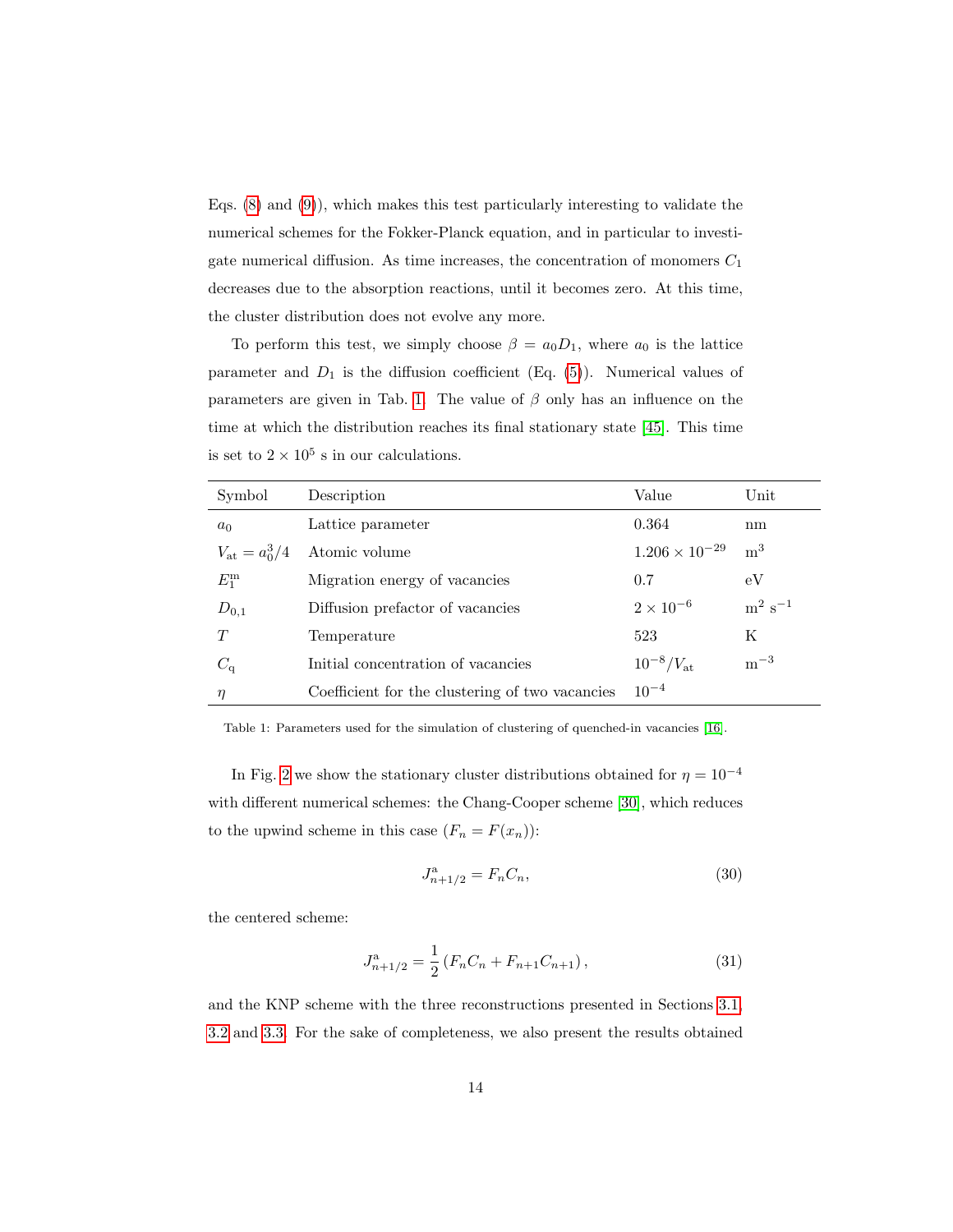Eqs. (8) and (9)), which makes this test particularly interesting to validate the numerical schemes for the Fokker-Planck equation, and in particular to investigate numerical diffusion. As time increases, the concentration of monomers $C_1$ decreases due to the absorption reactions, until it becomes zero. At this time, the cluster distribution does not evolve any more.

To perform this test, we simply choose $\beta = a_0 D_1$, where $a_0$ is the lattice parameter and $D_1$ is the diffusion coefficient (Eq. (5)). Numerical values of parameters are given in Tab. 1. The value of $\beta$ only has an influence on the time at which the distribution reaches its final stationary state [45]. This time is set to $2 \times 10^5$ s in our calculations.

| Symbol | Description | Value | Unit |
| --- | --- | --- | --- |
| $a_0$ | Lattice parameter | 0.364 | nm |
| $V_{\mathrm{at}} = a_0^3/4$ | Atomic volume | $1.206 \times 10^{-29}$ | $\mathrm{m}^3$ |
| $E_1^{\mathrm{m}}$ | Migration energy of vacancies | 0.7 | eV |
| $D_{0,1}$ | Diffusion prefactor of vacancies | $2 \times 10^{-6}$ | $\mathrm{m}^2\ \mathrm{s}^{-1}$ |
| $T$ | Temperature | 523 | K |
| $C_{\mathrm{q}}$ | Initial concentration of vacancies | $10^{-8}/V_{\mathrm{at}}$ | $\mathrm{m}^{-3}$ |
| $\eta$ | Coefficient for the clustering of two vacancies | $10^{-4}$ | |

Table 1: Parameters used for the simulation of clustering of quenched-in vacancies [16].

In Fig. 2 we show the stationary cluster distributions obtained for $\eta = 10^{-4}$ with different numerical schemes: the Chang-Cooper scheme [30], which reduces to the upwind scheme in this case ($F_n = F(x_n)$):

$$J^{\mathrm{a}}_{n+1/2} = F_n C_n, \tag{30}$$

the centered scheme:

$$J^{\mathrm{a}}_{n+1/2} = \frac{1}{2}\left(F_n C_n + F_{n+1} C_{n+1}\right), \tag{31}$$

and the KNP scheme with the three reconstructions presented in Sections 3.1, 3.2 and 3.3. For the sake of completeness, we also present the results obtained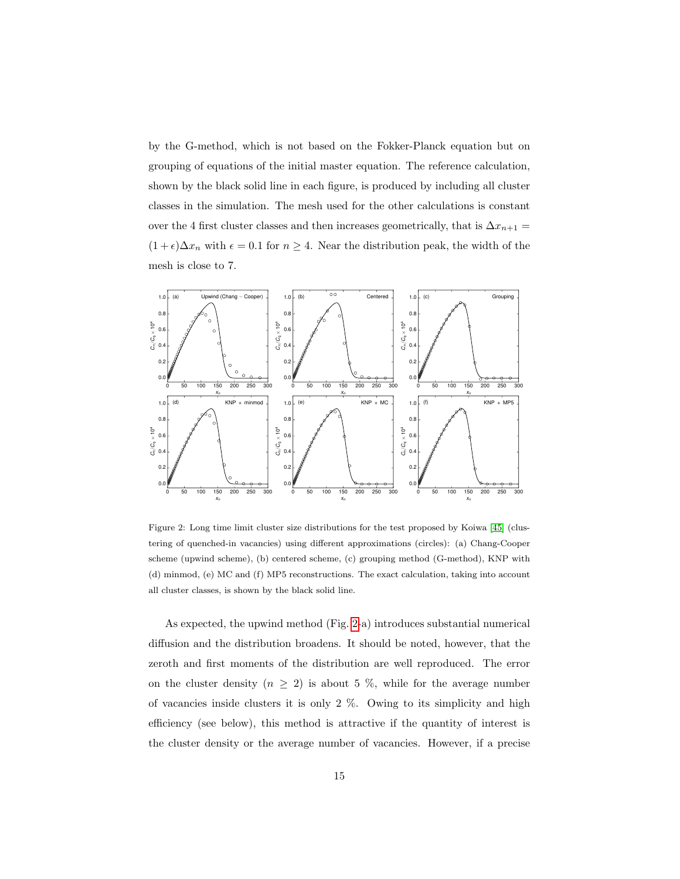by the G-method, which is not based on the Fokker-Planck equation but on grouping of equations of the initial master equation. The reference calculation, shown by the black solid line in each figure, is produced by including all cluster classes in the simulation. The mesh used for the other calculations is constant over the 4 first cluster classes and then increases geometrically, that is $\Delta x_{n+1} = (1+\epsilon)\Delta x_n$ with $\epsilon = 0.1$ for $n \geq 4$. Near the distribution peak, the width of the mesh is close to 7.

Figure 2: Long time limit cluster size distributions for the test proposed by Koiwa [45] (clustering of quenched-in vacancies) using different approximations (circles): (a) Chang-Cooper scheme (upwind scheme), (b) centered scheme, (c) grouping method (G-method), KNP with (d) minmod, (e) MC and (f) MP5 reconstructions. The exact calculation, taking into account all cluster classes, is shown by the black solid line.

As expected, the upwind method (Fig. 2-a) introduces substantial numerical diffusion and the distribution broadens. It should be noted, however, that the zeroth and first moments of the distribution are well reproduced. The error on the cluster density ($n \geq 2$) is about 5 %, while for the average number of vacancies inside clusters it is only 2 %. Owing to its simplicity and high efficiency (see below), this method is attractive if the quantity of interest is the cluster density or the average number of vacancies. However, if a precise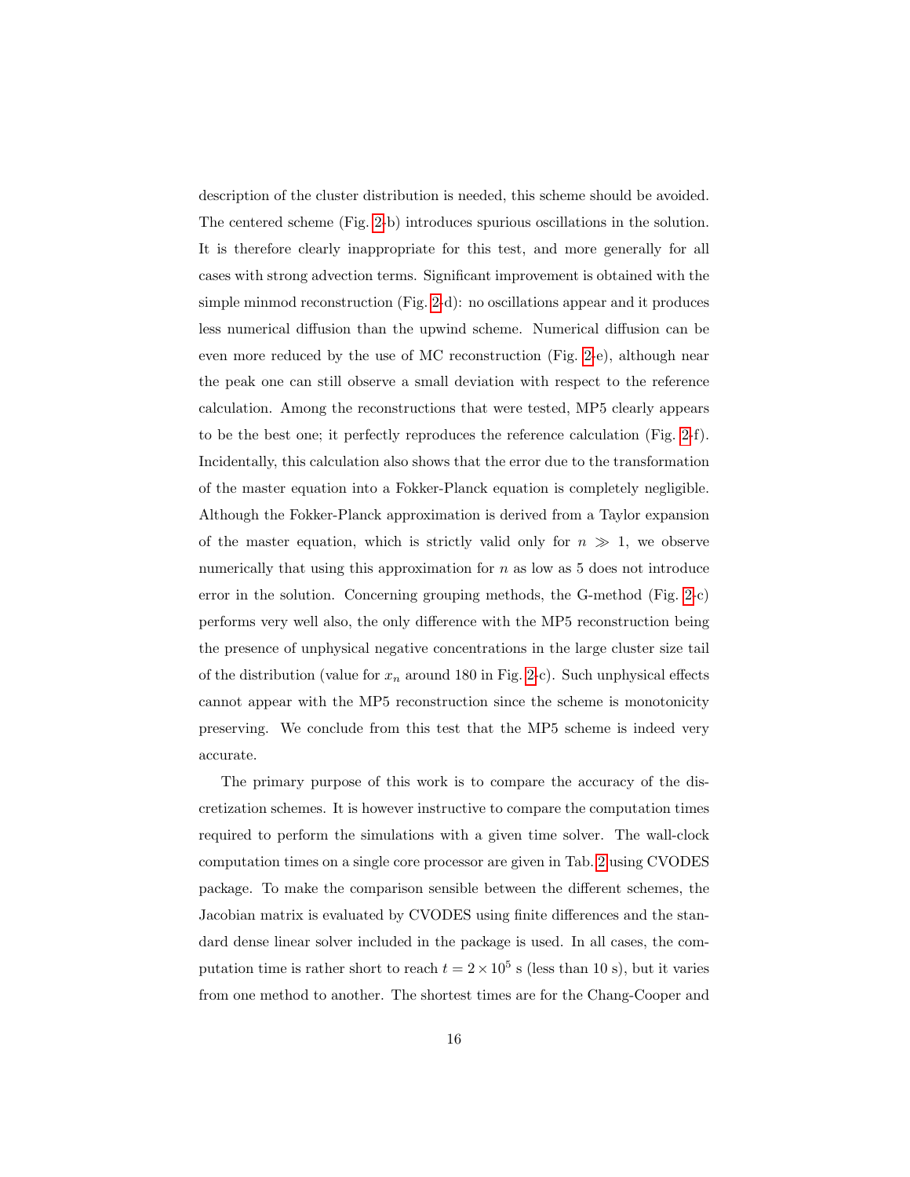description of the cluster distribution is needed, this scheme should be avoided. The centered scheme (Fig. 2-b) introduces spurious oscillations in the solution. It is therefore clearly inappropriate for this test, and more generally for all cases with strong advection terms. Significant improvement is obtained with the simple minmod reconstruction (Fig. 2-d): no oscillations appear and it produces less numerical diffusion than the upwind scheme. Numerical diffusion can be even more reduced by the use of MC reconstruction (Fig. 2-e), although near the peak one can still observe a small deviation with respect to the reference calculation. Among the reconstructions that were tested, MP5 clearly appears to be the best one; it perfectly reproduces the reference calculation (Fig. 2-f). Incidentally, this calculation also shows that the error due to the transformation of the master equation into a Fokker-Planck equation is completely negligible. Although the Fokker-Planck approximation is derived from a Taylor expansion of the master equation, which is strictly valid only for $n \gg 1$, we observe numerically that using this approximation for $n$ as low as 5 does not introduce error in the solution. Concerning grouping methods, the G-method (Fig. 2-c) performs very well also, the only difference with the MP5 reconstruction being the presence of unphysical negative concentrations in the large cluster size tail of the distribution (value for $x_n$ around 180 in Fig. 2-c). Such unphysical effects cannot appear with the MP5 reconstruction since the scheme is monotonicity preserving. We conclude from this test that the MP5 scheme is indeed very accurate.

The primary purpose of this work is to compare the accuracy of the discretization schemes. It is however instructive to compare the computation times required to perform the simulations with a given time solver. The wall-clock computation times on a single core processor are given in Tab. 2 using CVODES package. To make the comparison sensible between the different schemes, the Jacobian matrix is evaluated by CVODES using finite differences and the standard dense linear solver included in the package is used. In all cases, the computation time is rather short to reach $t = 2 \times 10^5$ s (less than 10 s), but it varies from one method to another. The shortest times are for the Chang-Cooper and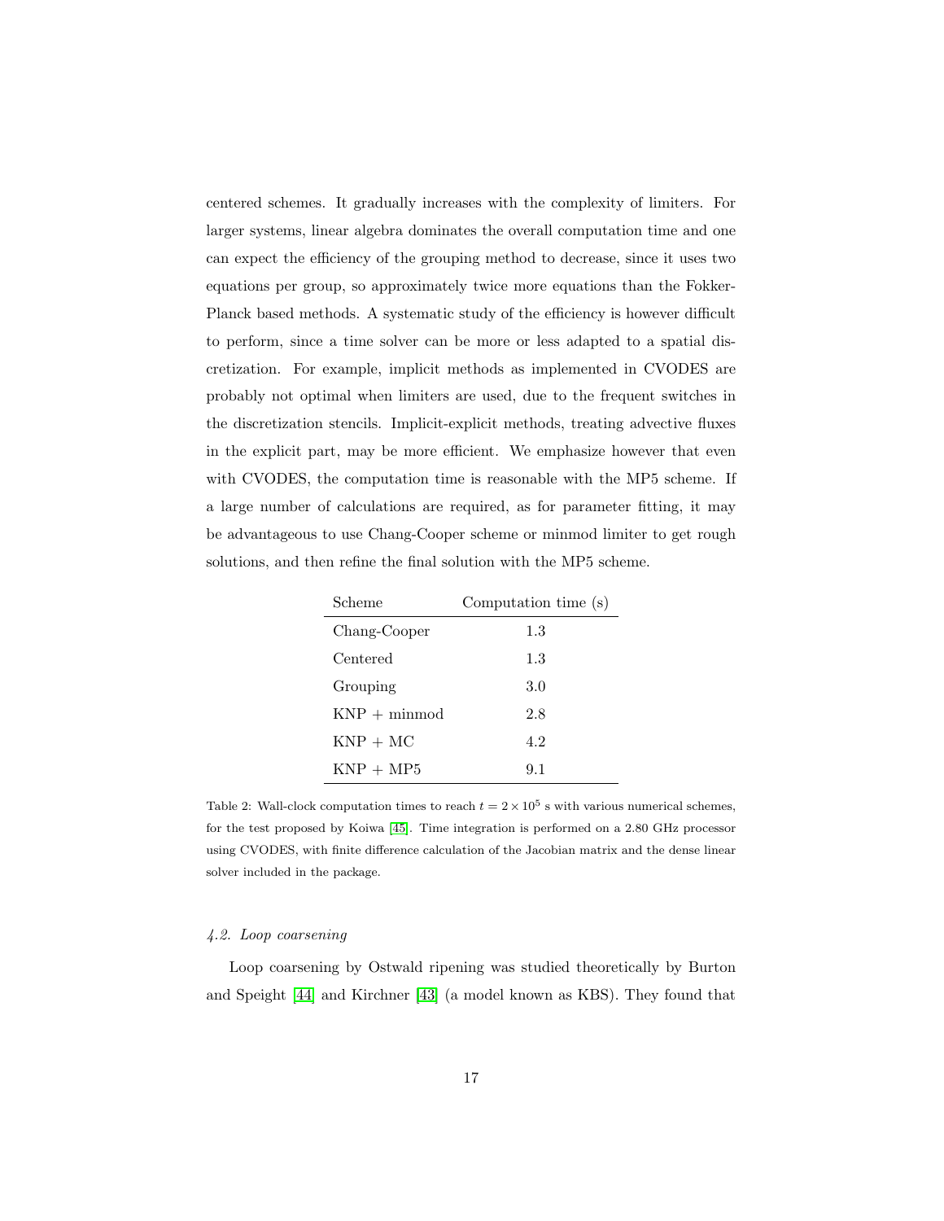centered schemes. It gradually increases with the complexity of limiters. For larger systems, linear algebra dominates the overall computation time and one can expect the efficiency of the grouping method to decrease, since it uses two equations per group, so approximately twice more equations than the Fokker-Planck based methods. A systematic study of the efficiency is however difficult to perform, since a time solver can be more or less adapted to a spatial discretization. For example, implicit methods as implemented in CVODES are probably not optimal when limiters are used, due to the frequent switches in the discretization stencils. Implicit-explicit methods, treating advective fluxes in the explicit part, may be more efficient. We emphasize however that even with CVODES, the computation time is reasonable with the MP5 scheme. If a large number of calculations are required, as for parameter fitting, it may be advantageous to use Chang-Cooper scheme or minmod limiter to get rough solutions, and then refine the final solution with the MP5 scheme.

| Scheme | Computation time (s) |
| --- | --- |
| Chang-Cooper | 1.3 |
| Centered | 1.3 |
| Grouping | 3.0 |
| KNP + minmod | 2.8 |
| KNP + MC | 4.2 |
| KNP + MP5 | 9.1 |

Table 2: Wall-clock computation times to reach $t = 2 \times 10^5$ s with various numerical schemes, for the test proposed by Koiwa [45]. Time integration is performed on a 2.80 GHz processor using CVODES, with finite difference calculation of the Jacobian matrix and the dense linear solver included in the package.

### *4.2. Loop coarsening*

Loop coarsening by Ostwald ripening was studied theoretically by Burton and Speight [44] and Kirchner [43] (a model known as KBS). They found that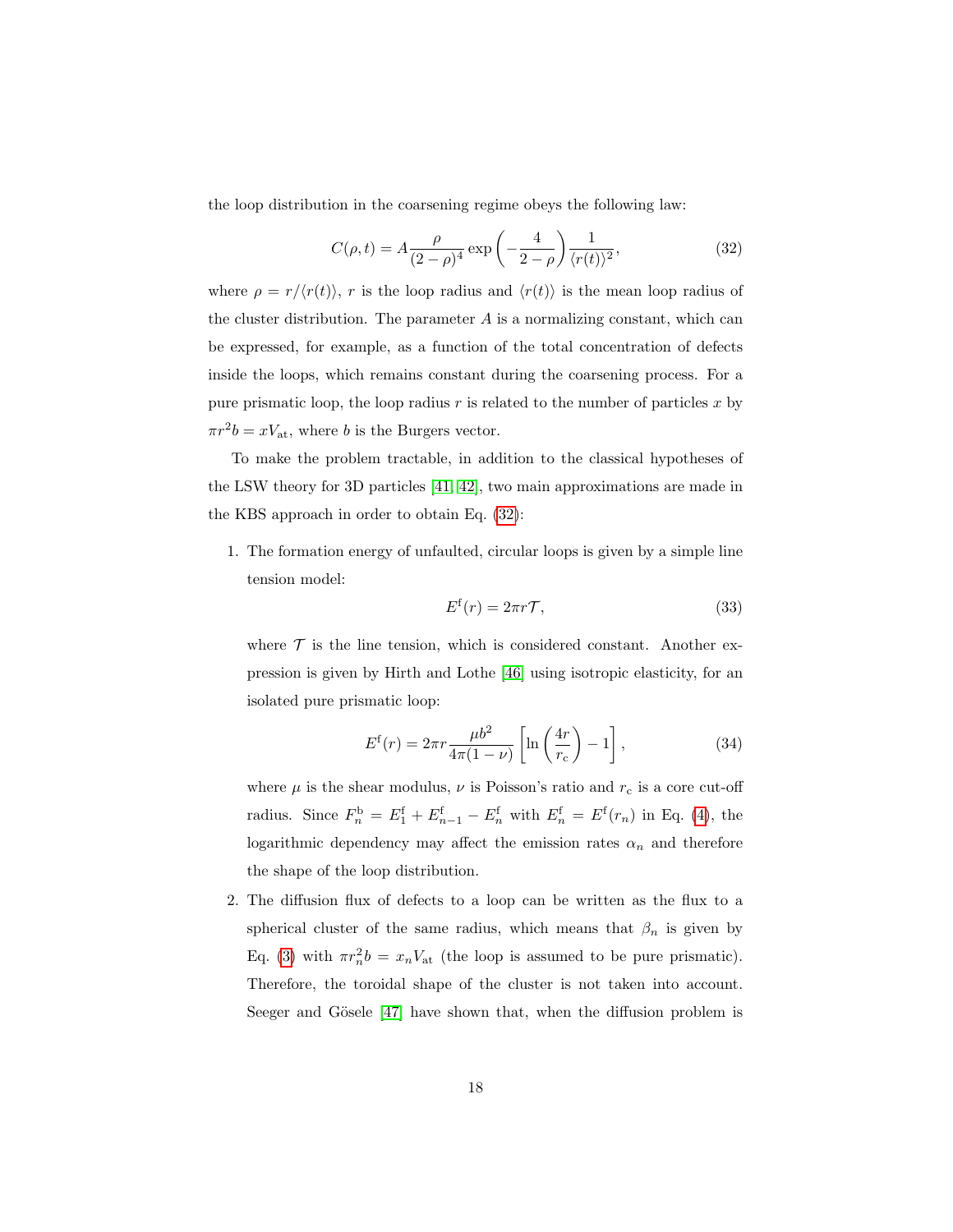the loop distribution in the coarsening regime obeys the following law:

$$C(\rho,t) = A\frac{\rho}{(2-\rho)^4}\exp\left(-\frac{4}{2-\rho}\right)\frac{1}{\langle r(t)\rangle^2}, \tag{32}$$

where $\rho = r/\langle r(t)\rangle$, $r$ is the loop radius and $\langle r(t)\rangle$ is the mean loop radius of the cluster distribution. The parameter $A$ is a normalizing constant, which can be expressed, for example, as a function of the total concentration of defects inside the loops, which remains constant during the coarsening process. For a pure prismatic loop, the loop radius $r$ is related to the number of particles $x$ by $\pi r^2 b = x V_{\mathrm{at}}$, where $b$ is the Burgers vector.

To make the problem tractable, in addition to the classical hypotheses of the LSW theory for 3D particles [41, 42], two main approximations are made in the KBS approach in order to obtain Eq. (32):

1. The formation energy of unfaulted, circular loops is given by a simple line tension model:

$$E^{\mathrm{f}}(r) = 2\pi r \mathcal{T}, \tag{33}$$

where $\mathcal{T}$ is the line tension, which is considered constant. Another expression is given by Hirth and Lothe [46] using isotropic elasticity, for an isolated pure prismatic loop:

$$E^{\mathrm{f}}(r) = 2\pi r \frac{\mu b^2}{4\pi(1-\nu)}\left[\ln\left(\frac{4r}{r_{\mathrm{c}}}\right) - 1\right], \tag{34}$$

where $\mu$ is the shear modulus, $\nu$ is Poisson's ratio and $r_{\mathrm{c}}$ is a core cut-off radius. Since $F_n^{\mathrm{b}} = E_1^{\mathrm{f}} + E_{n-1}^{\mathrm{f}} - E_n^{\mathrm{f}}$ with $E_n^{\mathrm{f}} = E^{\mathrm{f}}(r_n)$ in Eq. (4), the logarithmic dependency may affect the emission rates $\alpha_n$ and therefore the shape of the loop distribution.

2. The diffusion flux of defects to a loop can be written as the flux to a spherical cluster of the same radius, which means that $\beta_n$ is given by Eq. (3) with $\pi r_n^2 b = x_n V_{\mathrm{at}}$ (the loop is assumed to be pure prismatic). Therefore, the toroidal shape of the cluster is not taken into account. Seeger and Gösele [47] have shown that, when the diffusion problem is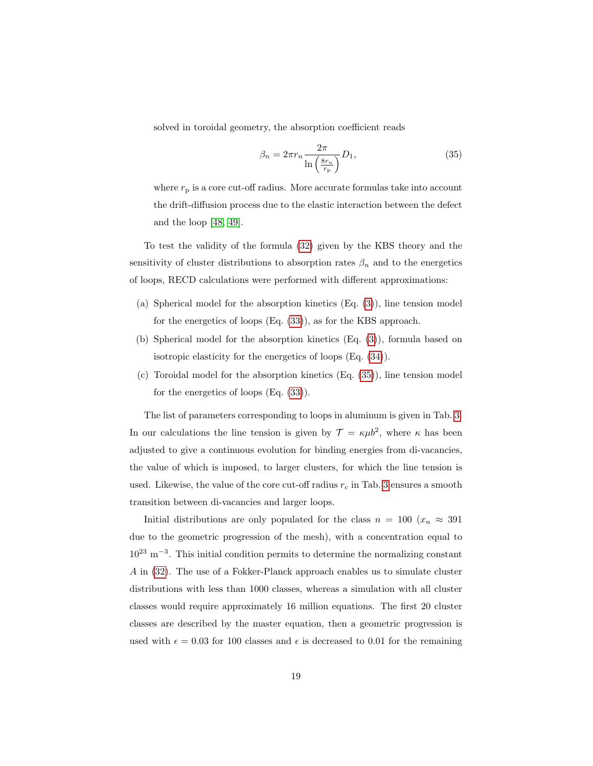solved in toroidal geometry, the absorption coefficient reads

$$\beta_n = 2\pi r_n \frac{2\pi}{\ln\left(\frac{8r_n}{r_\mathrm{p}}\right)} D_1, \tag{35}$$

where $r_\mathrm{p}$ is a core cut-off radius. More accurate formulas take into account the drift-diffusion process due to the elastic interaction between the defect and the loop [48, 49].

To test the validity of the formula (32) given by the KBS theory and the sensitivity of cluster distributions to absorption rates $\beta_n$ and to the energetics of loops, RECD calculations were performed with different approximations:

(a) Spherical model for the absorption kinetics (Eq. (3)), line tension model for the energetics of loops (Eq. (33)), as for the KBS approach.

(b) Spherical model for the absorption kinetics (Eq. (3)), formula based on isotropic elasticity for the energetics of loops (Eq. (34)).

(c) Toroidal model for the absorption kinetics (Eq. (35)), line tension model for the energetics of loops (Eq. (33)).

The list of parameters corresponding to loops in aluminum is given in Tab. 3. In our calculations the line tension is given by $\mathcal{T} = \kappa\mu b^2$, where $\kappa$ has been adjusted to give a continuous evolution for binding energies from di-vacancies, the value of which is imposed, to larger clusters, for which the line tension is used. Likewise, the value of the core cut-off radius $r_\mathrm{c}$ in Tab. 3 ensures a smooth transition between di-vacancies and larger loops.

Initial distributions are only populated for the class $n = 100$ ($x_n \approx 391$ due to the geometric progression of the mesh), with a concentration equal to $10^{23}$ m$^{-3}$. This initial condition permits to determine the normalizing constant $A$ in (32). The use of a Fokker-Planck approach enables us to simulate cluster distributions with less than 1000 classes, whereas a simulation with all cluster classes would require approximately 16 million equations. The first 20 cluster classes are described by the master equation, then a geometric progression is used with $\epsilon = 0.03$ for 100 classes and $\epsilon$ is decreased to 0.01 for the remaining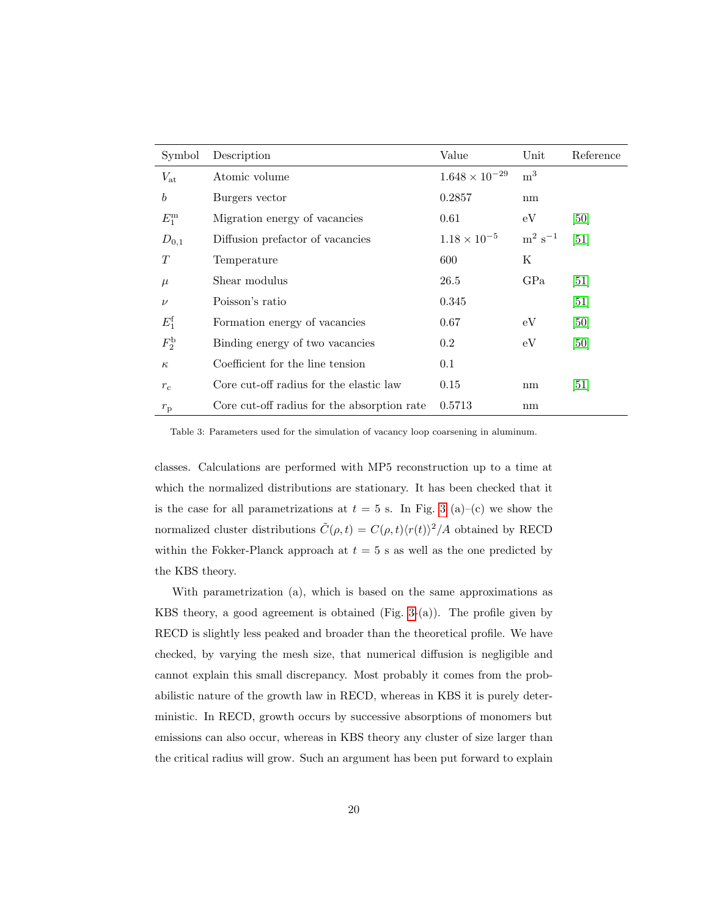| Symbol | Description | Value | Unit | Reference |
|---|---|---|---|---|
| $V_{\rm at}$ | Atomic volume | $1.648 \times 10^{-29}$ | $\rm m^3$ | |
| $b$ | Burgers vector | 0.2857 | nm | |
| $E_1^{\rm m}$ | Migration energy of vacancies | 0.61 | eV | [50] |
| $D_{0,1}$ | Diffusion prefactor of vacancies | $1.18 \times 10^{-5}$ | $\rm m^2\ s^{-1}$ | [51] |
| $T$ | Temperature | 600 | K | |
| $\mu$ | Shear modulus | 26.5 | GPa | [51] |
| $\nu$ | Poisson's ratio | 0.345 | | [51] |
| $E_1^{\rm f}$ | Formation energy of vacancies | 0.67 | eV | [50] |
| $F_2^{\rm b}$ | Binding energy of two vacancies | 0.2 | eV | [50] |
| $\kappa$ | Coefficient for the line tension | 0.1 | | |
| $r_{\rm c}$ | Core cut-off radius for the elastic law | 0.15 | nm | [51] |
| $r_{\rm p}$ | Core cut-off radius for the absorption rate | 0.5713 | nm | |

Table 3: Parameters used for the simulation of vacancy loop coarsening in aluminum.

classes. Calculations are performed with MP5 reconstruction up to a time at which the normalized distributions are stationary. It has been checked that it is the case for all parametrizations at $t = 5$ s. In Fig. 3 (a)–(c) we show the normalized cluster distributions $\tilde{C}(\rho, t) = C(\rho, t)\langle r(t)\rangle^2/A$ obtained by RECD within the Fokker-Planck approach at $t = 5$ s as well as the one predicted by the KBS theory.

With parametrization (a), which is based on the same approximations as KBS theory, a good agreement is obtained (Fig. 3-(a)). The profile given by RECD is slightly less peaked and broader than the theoretical profile. We have checked, by varying the mesh size, that numerical diffusion is negligible and cannot explain this small discrepancy. Most probably it comes from the probabilistic nature of the growth law in RECD, whereas in KBS it is purely deterministic. In RECD, growth occurs by successive absorptions of monomers but emissions can also occur, whereas in KBS theory any cluster of size larger than the critical radius will grow. Such an argument has been put forward to explain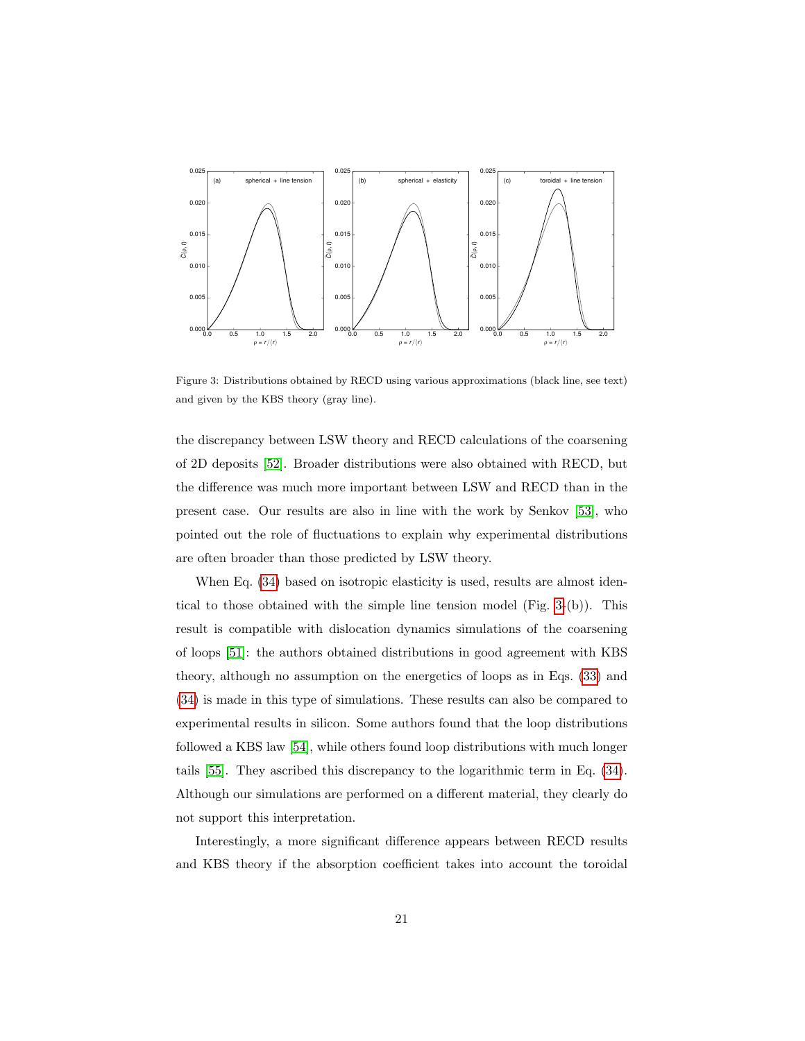Figure 3: Distributions obtained by RECD using various approximations (black line, see text) and given by the KBS theory (gray line).

the discrepancy between LSW theory and RECD calculations of the coarsening of 2D deposits [52]. Broader distributions were also obtained with RECD, but the difference was much more important between LSW and RECD than in the present case. Our results are also in line with the work by Senkov [53], who pointed out the role of fluctuations to explain why experimental distributions are often broader than those predicted by LSW theory.

When Eq. (34) based on isotropic elasticity is used, results are almost identical to those obtained with the simple line tension model (Fig. 3-(b)). This result is compatible with dislocation dynamics simulations of the coarsening of loops [51]: the authors obtained distributions in good agreement with KBS theory, although no assumption on the energetics of loops as in Eqs. (33) and (34) is made in this type of simulations. These results can also be compared to experimental results in silicon. Some authors found that the loop distributions followed a KBS law [54], while others found loop distributions with much longer tails [55]. They ascribed this discrepancy to the logarithmic term in Eq. (34). Although our simulations are performed on a different material, they clearly do not support this interpretation.

Interestingly, a more significant difference appears between RECD results and KBS theory if the absorption coefficient takes into account the toroidal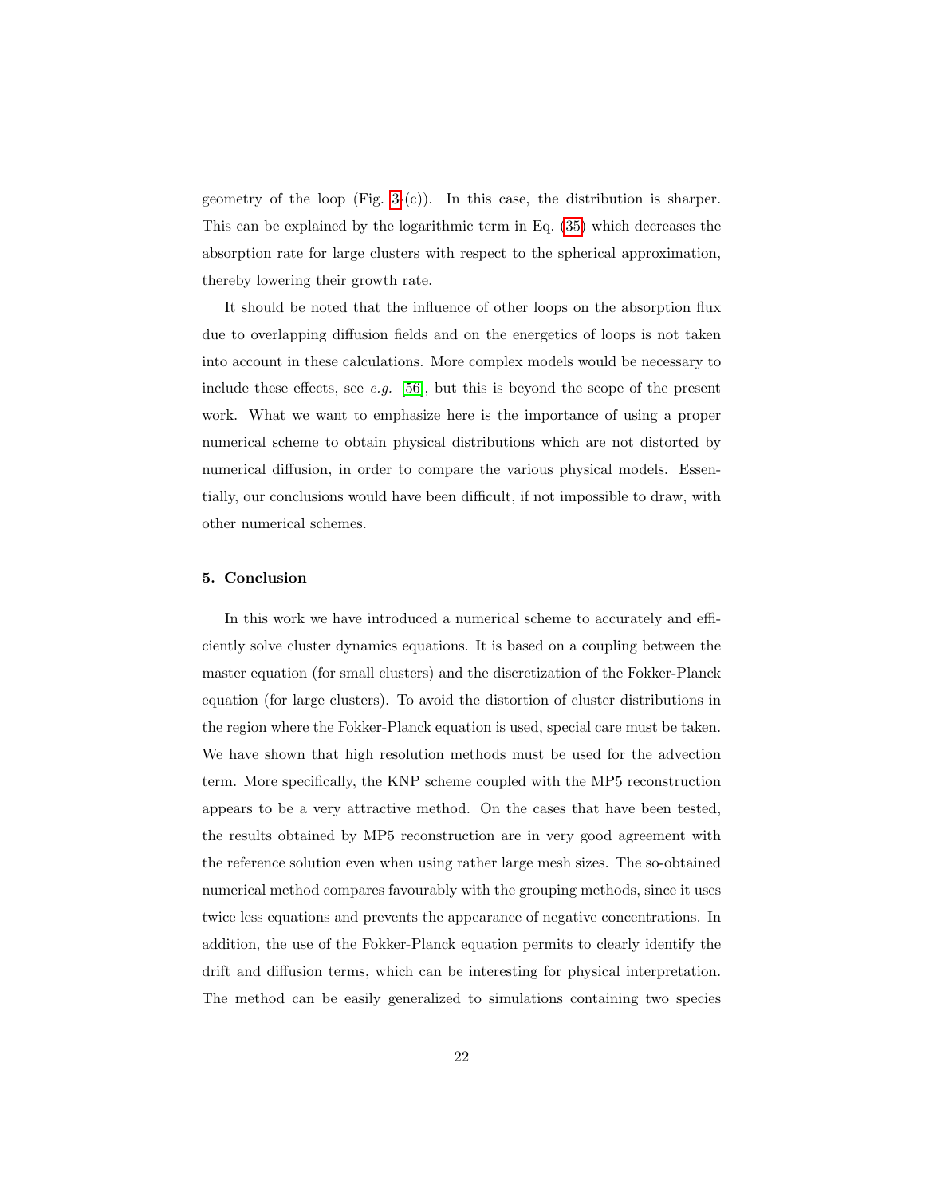geometry of the loop (Fig. 3-(c)). In this case, the distribution is sharper. This can be explained by the logarithmic term in Eq. (35) which decreases the absorption rate for large clusters with respect to the spherical approximation, thereby lowering their growth rate.

It should be noted that the influence of other loops on the absorption flux due to overlapping diffusion fields and on the energetics of loops is not taken into account in these calculations. More complex models would be necessary to include these effects, see *e.g.* [56], but this is beyond the scope of the present work. What we want to emphasize here is the importance of using a proper numerical scheme to obtain physical distributions which are not distorted by numerical diffusion, in order to compare the various physical models. Essentially, our conclusions would have been difficult, if not impossible to draw, with other numerical schemes.

## 5. Conclusion

In this work we have introduced a numerical scheme to accurately and efficiently solve cluster dynamics equations. It is based on a coupling between the master equation (for small clusters) and the discretization of the Fokker-Planck equation (for large clusters). To avoid the distortion of cluster distributions in the region where the Fokker-Planck equation is used, special care must be taken. We have shown that high resolution methods must be used for the advection term. More specifically, the KNP scheme coupled with the MP5 reconstruction appears to be a very attractive method. On the cases that have been tested, the results obtained by MP5 reconstruction are in very good agreement with the reference solution even when using rather large mesh sizes. The so-obtained numerical method compares favourably with the grouping methods, since it uses twice less equations and prevents the appearance of negative concentrations. In addition, the use of the Fokker-Planck equation permits to clearly identify the drift and diffusion terms, which can be interesting for physical interpretation. The method can be easily generalized to simulations containing two species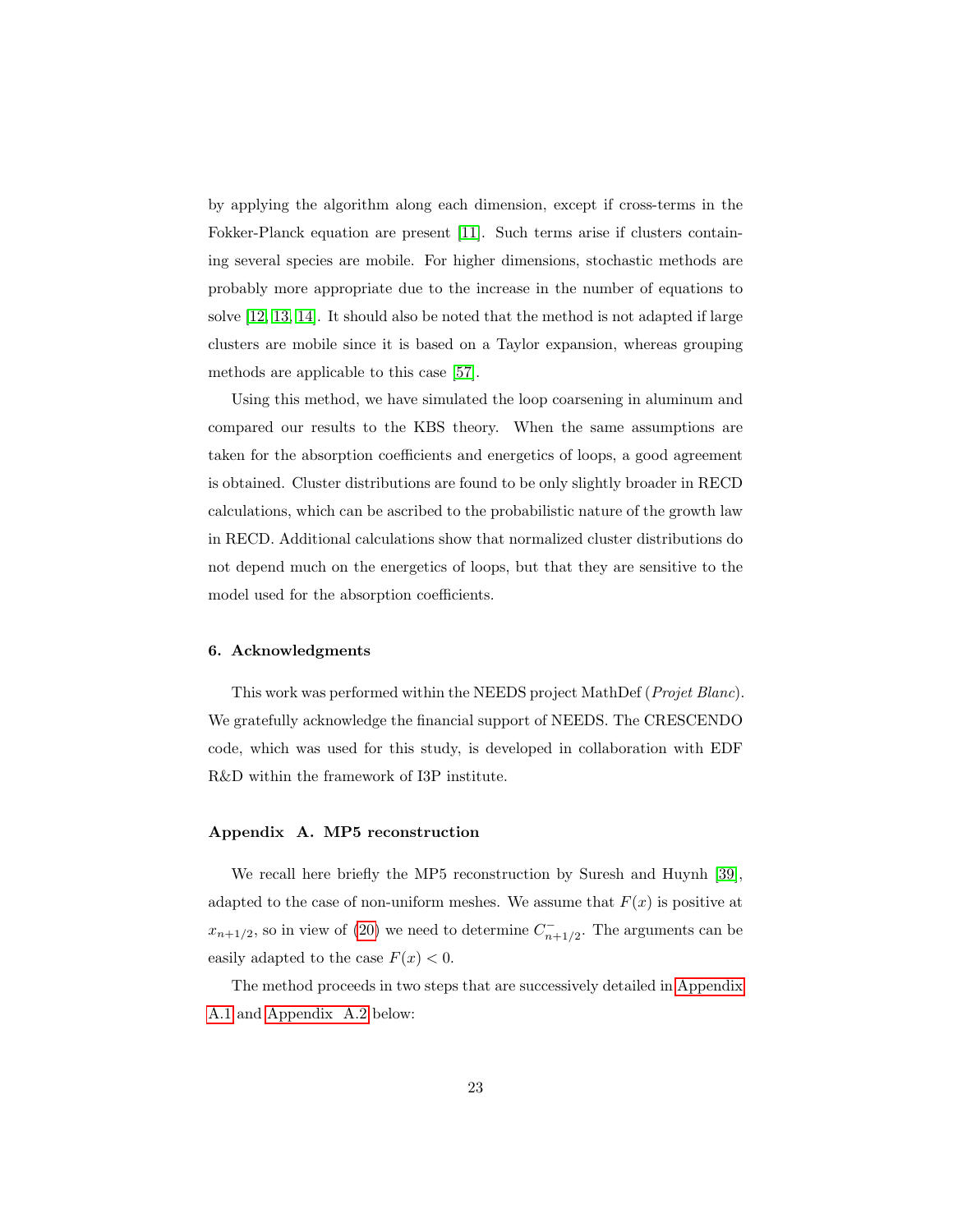by applying the algorithm along each dimension, except if cross-terms in the Fokker-Planck equation are present [11]. Such terms arise if clusters containing several species are mobile. For higher dimensions, stochastic methods are probably more appropriate due to the increase in the number of equations to solve [12, 13, 14]. It should also be noted that the method is not adapted if large clusters are mobile since it is based on a Taylor expansion, whereas grouping methods are applicable to this case [57].

Using this method, we have simulated the loop coarsening in aluminum and compared our results to the KBS theory. When the same assumptions are taken for the absorption coefficients and energetics of loops, a good agreement is obtained. Cluster distributions are found to be only slightly broader in RECD calculations, which can be ascribed to the probabilistic nature of the growth law in RECD. Additional calculations show that normalized cluster distributions do not depend much on the energetics of loops, but that they are sensitive to the model used for the absorption coefficients.

## 6. Acknowledgments

This work was performed within the NEEDS project MathDef (*Projet Blanc*). We gratefully acknowledge the financial support of NEEDS. The CRESCENDO code, which was used for this study, is developed in collaboration with EDF R&D within the framework of I3P institute.

## Appendix A. MP5 reconstruction

We recall here briefly the MP5 reconstruction by Suresh and Huynh [39], adapted to the case of non-uniform meshes. We assume that $F(x)$ is positive at $x_{n+1/2}$, so in view of (20) we need to determine $C^{-}_{n+1/2}$. The arguments can be easily adapted to the case $F(x) < 0$.

The method proceeds in two steps that are successively detailed in Appendix A.1 and Appendix A.2 below: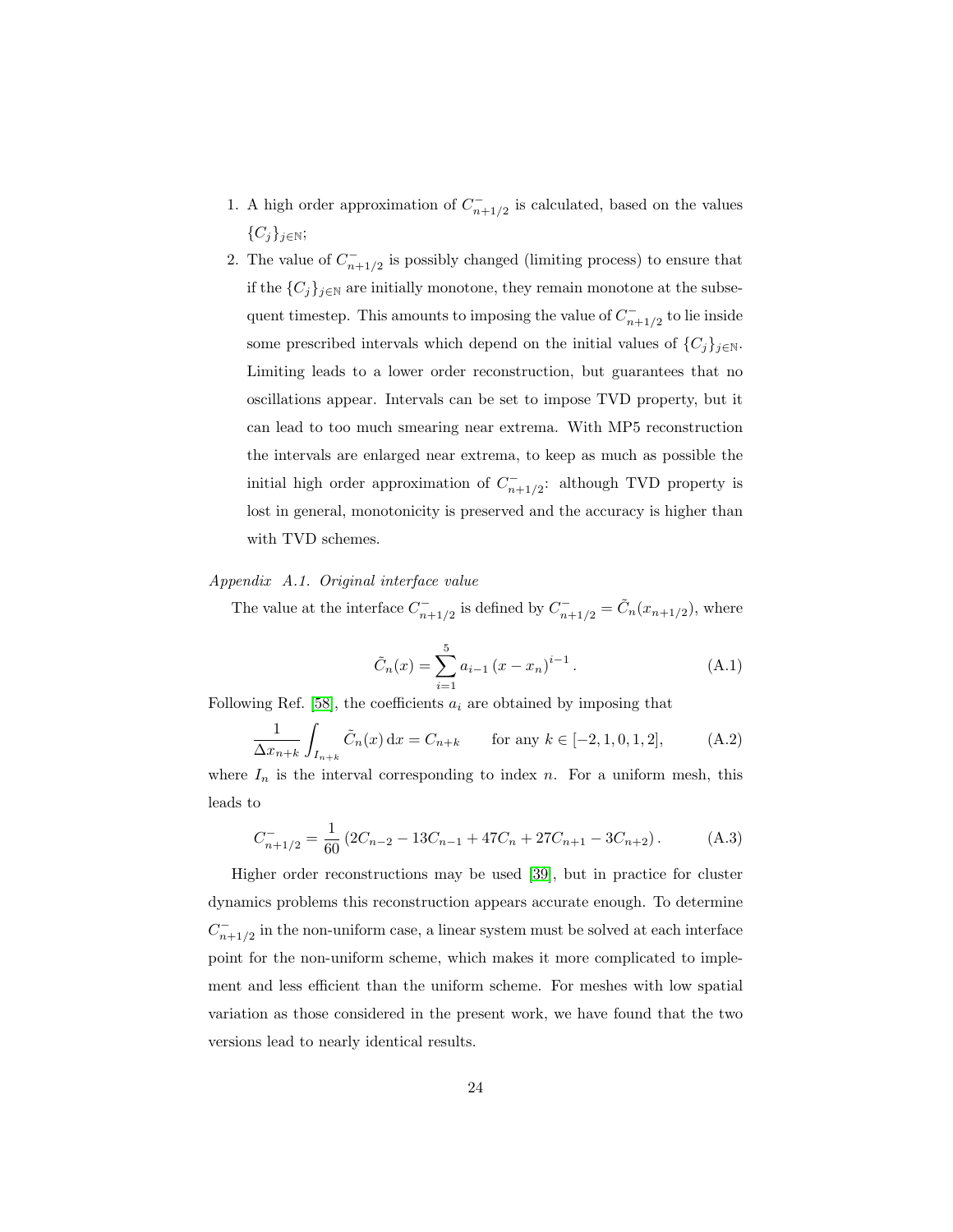1. A high order approximation of $C^-_{n+1/2}$ is calculated, based on the values $\{C_j\}_{j\in\mathbb{N}}$;
2. The value of $C^-_{n+1/2}$ is possibly changed (limiting process) to ensure that if the $\{C_j\}_{j\in\mathbb{N}}$ are initially monotone, they remain monotone at the subsequent timestep. This amounts to imposing the value of $C^-_{n+1/2}$ to lie inside some prescribed intervals which depend on the initial values of $\{C_j\}_{j\in\mathbb{N}}$. Limiting leads to a lower order reconstruction, but guarantees that no oscillations appear. Intervals can be set to impose TVD property, but it can lead to too much smearing near extrema. With MP5 reconstruction the intervals are enlarged near extrema, to keep as much as possible the initial high order approximation of $C^-_{n+1/2}$: although TVD property is lost in general, monotonicity is preserved and the accuracy is higher than with TVD schemes.

*Appendix A.1. Original interface value*

The value at the interface $C^-_{n+1/2}$ is defined by $C^-_{n+1/2} = \tilde{C}_n(x_{n+1/2})$, where

$$\tilde{C}_n(x) = \sum_{i=1}^{5} a_{i-1} \left(x - x_n\right)^{i-1}. \tag{A.1}$$

Following Ref. [58], the coefficients $a_i$ are obtained by imposing that

$$\frac{1}{\Delta x_{n+k}} \int_{I_{n+k}} \tilde{C}_n(x)\,\mathrm{d}x = C_{n+k} \qquad \text{for any } k \in [-2, 1, 0, 1, 2], \tag{A.2}$$

where $I_n$ is the interval corresponding to index $n$. For a uniform mesh, this leads to

$$C^-_{n+1/2} = \frac{1}{60}\left(2C_{n-2} - 13C_{n-1} + 47C_n + 27C_{n+1} - 3C_{n+2}\right). \tag{A.3}$$

Higher order reconstructions may be used [39], but in practice for cluster dynamics problems this reconstruction appears accurate enough. To determine $C^-_{n+1/2}$ in the non-uniform case, a linear system must be solved at each interface point for the non-uniform scheme, which makes it more complicated to implement and less efficient than the uniform scheme. For meshes with low spatial variation as those considered in the present work, we have found that the two versions lead to nearly identical results.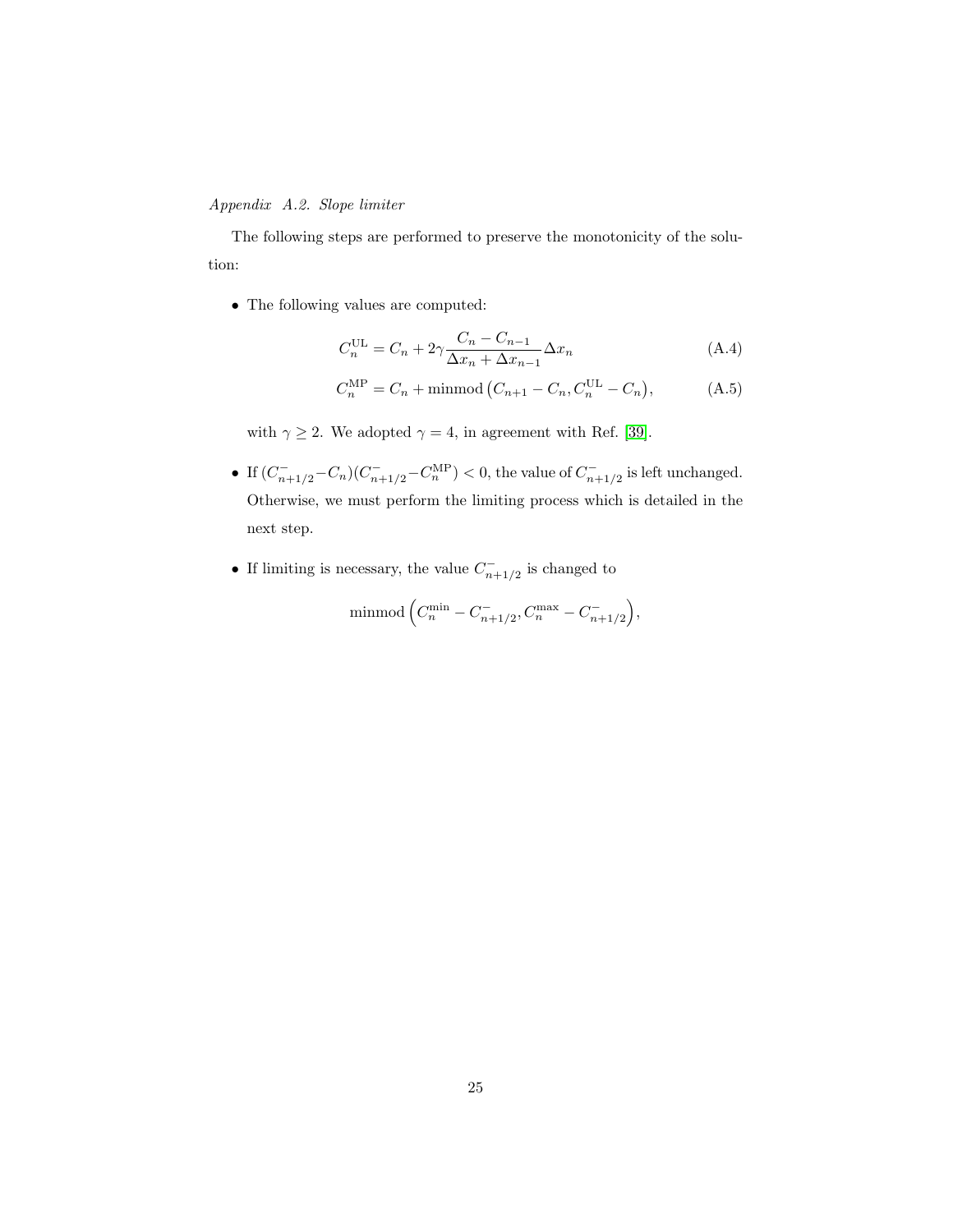*Appendix A.2. Slope limiter*

The following steps are performed to preserve the monotonicity of the solution:

- The following values are computed:

$$C_n^{\mathrm{UL}} = C_n + 2\gamma \frac{C_n - C_{n-1}}{\Delta x_n + \Delta x_{n-1}} \Delta x_n \tag{A.4}$$

$$C_n^{\mathrm{MP}} = C_n + \mathrm{minmod}\left(C_{n+1} - C_n, C_n^{\mathrm{UL}} - C_n\right), \tag{A.5}$$

  with $\gamma \geq 2$. We adopted $\gamma = 4$, in agreement with Ref. [39].

- If $(C_{n+1/2}^{-} - C_n)(C_{n+1/2}^{-} - C_n^{\mathrm{MP}}) < 0$, the value of $C_{n+1/2}^{-}$ is left unchanged. Otherwise, we must perform the limiting process which is detailed in the next step.

- If limiting is necessary, the value $C_{n+1/2}^{-}$ is changed to

$$\mathrm{minmod}\left(C_n^{\min} - C_{n+1/2}^{-}, C_n^{\max} - C_{n+1/2}^{-}\right),$$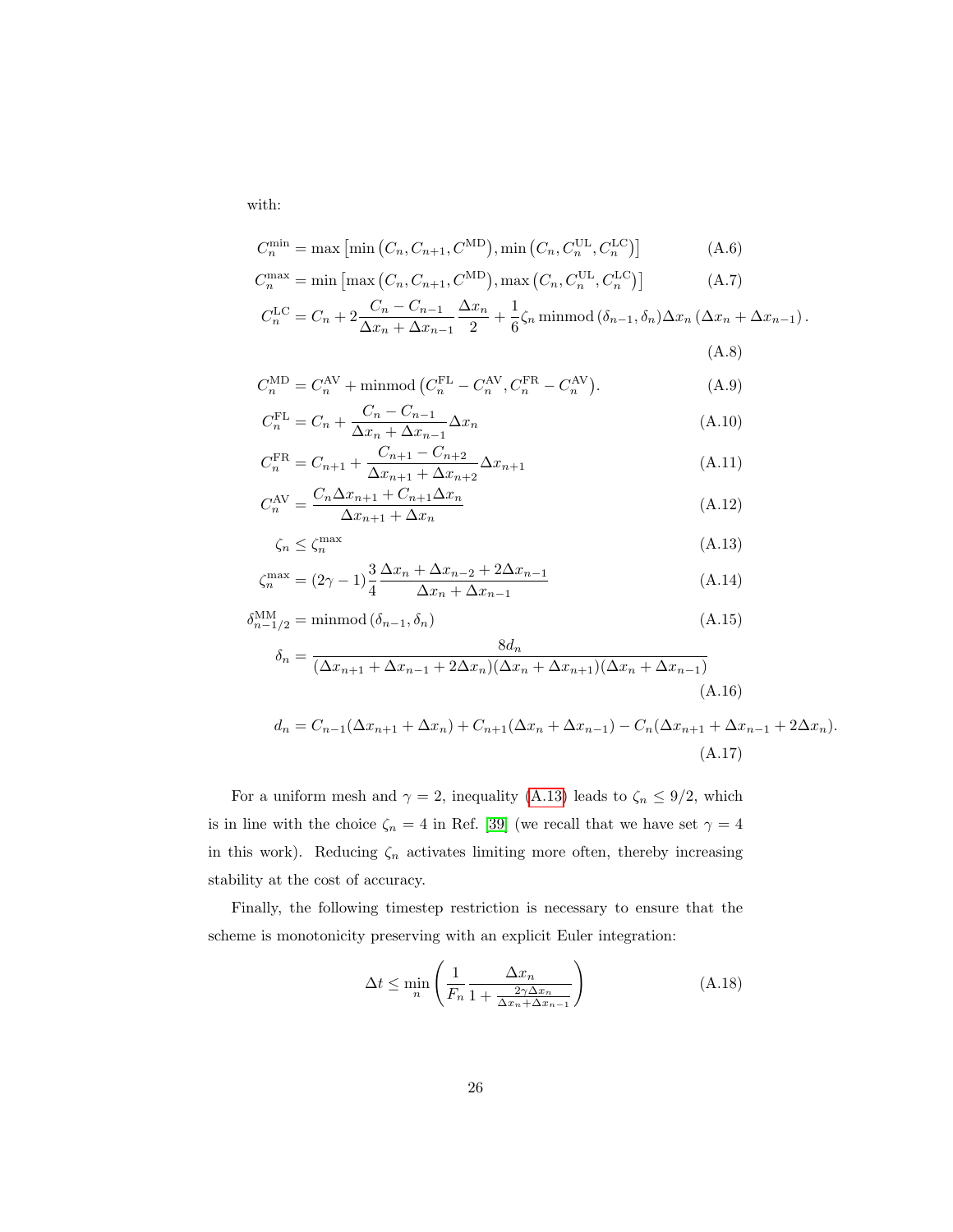with:

$$C_n^{\min} = \max\left[\min\left(C_n, C_{n+1}, C^{\mathrm{MD}}\right), \min\left(C_n, C_n^{\mathrm{UL}}, C_n^{\mathrm{LC}}\right)\right] \tag{A.6}$$

$$C_n^{\max} = \min\left[\max\left(C_n, C_{n+1}, C^{\mathrm{MD}}\right), \max\left(C_n, C_n^{\mathrm{UL}}, C_n^{\mathrm{LC}}\right)\right] \tag{A.7}$$

$$C_n^{\mathrm{LC}} = C_n + 2\frac{C_n - C_{n-1}}{\Delta x_n + \Delta x_{n-1}}\frac{\Delta x_n}{2} + \frac{1}{6}\zeta_n \operatorname{minmod}\left(\delta_{n-1}, \delta_n\right)\Delta x_n\left(\Delta x_n + \Delta x_{n-1}\right). \tag{A.8}$$

$$C_n^{\mathrm{MD}} = C_n^{\mathrm{AV}} + \operatorname{minmod}\left(C_n^{\mathrm{FL}} - C_n^{\mathrm{AV}}, C_n^{\mathrm{FR}} - C_n^{\mathrm{AV}}\right). \tag{A.9}$$

$$C_n^{\mathrm{FL}} = C_n + \frac{C_n - C_{n-1}}{\Delta x_n + \Delta x_{n-1}}\Delta x_n \tag{A.10}$$

$$C_n^{\mathrm{FR}} = C_{n+1} + \frac{C_{n+1} - C_{n+2}}{\Delta x_{n+1} + \Delta x_{n+2}}\Delta x_{n+1} \tag{A.11}$$

$$C_n^{\mathrm{AV}} = \frac{C_n \Delta x_{n+1} + C_{n+1}\Delta x_n}{\Delta x_{n+1} + \Delta x_n} \tag{A.12}$$

$$\zeta_n \leq \zeta_n^{\max} \tag{A.13}$$

$$\zeta_n^{\max} = (2\gamma - 1)\frac{3}{4}\frac{\Delta x_n + \Delta x_{n-2} + 2\Delta x_{n-1}}{\Delta x_n + \Delta x_{n-1}} \tag{A.14}$$

$$\delta_{n-1/2}^{\mathrm{MM}} = \operatorname{minmod}\left(\delta_{n-1}, \delta_n\right) \tag{A.15}$$

$$\delta_n = \frac{8 d_n}{(\Delta x_{n+1} + \Delta x_{n-1} + 2\Delta x_n)(\Delta x_n + \Delta x_{n+1})(\Delta x_n + \Delta x_{n-1})} \tag{A.16}$$

$$d_n = C_{n-1}(\Delta x_{n+1} + \Delta x_n) + C_{n+1}(\Delta x_n + \Delta x_{n-1}) - C_n(\Delta x_{n+1} + \Delta x_{n-1} + 2\Delta x_n). \tag{A.17}$$

For a uniform mesh and $\gamma = 2$, inequality (A.13) leads to $\zeta_n \leq 9/2$, which is in line with the choice $\zeta_n = 4$ in Ref. [39] (we recall that we have set $\gamma = 4$ in this work). Reducing $\zeta_n$ activates limiting more often, thereby increasing stability at the cost of accuracy.

Finally, the following timestep restriction is necessary to ensure that the scheme is monotonicity preserving with an explicit Euler integration:

$$\Delta t \leq \min_n \left( \frac{1}{F_n} \frac{\Delta x_n}{1 + \frac{2\gamma \Delta x_n}{\Delta x_n + \Delta x_{n-1}}} \right) \tag{A.18}$$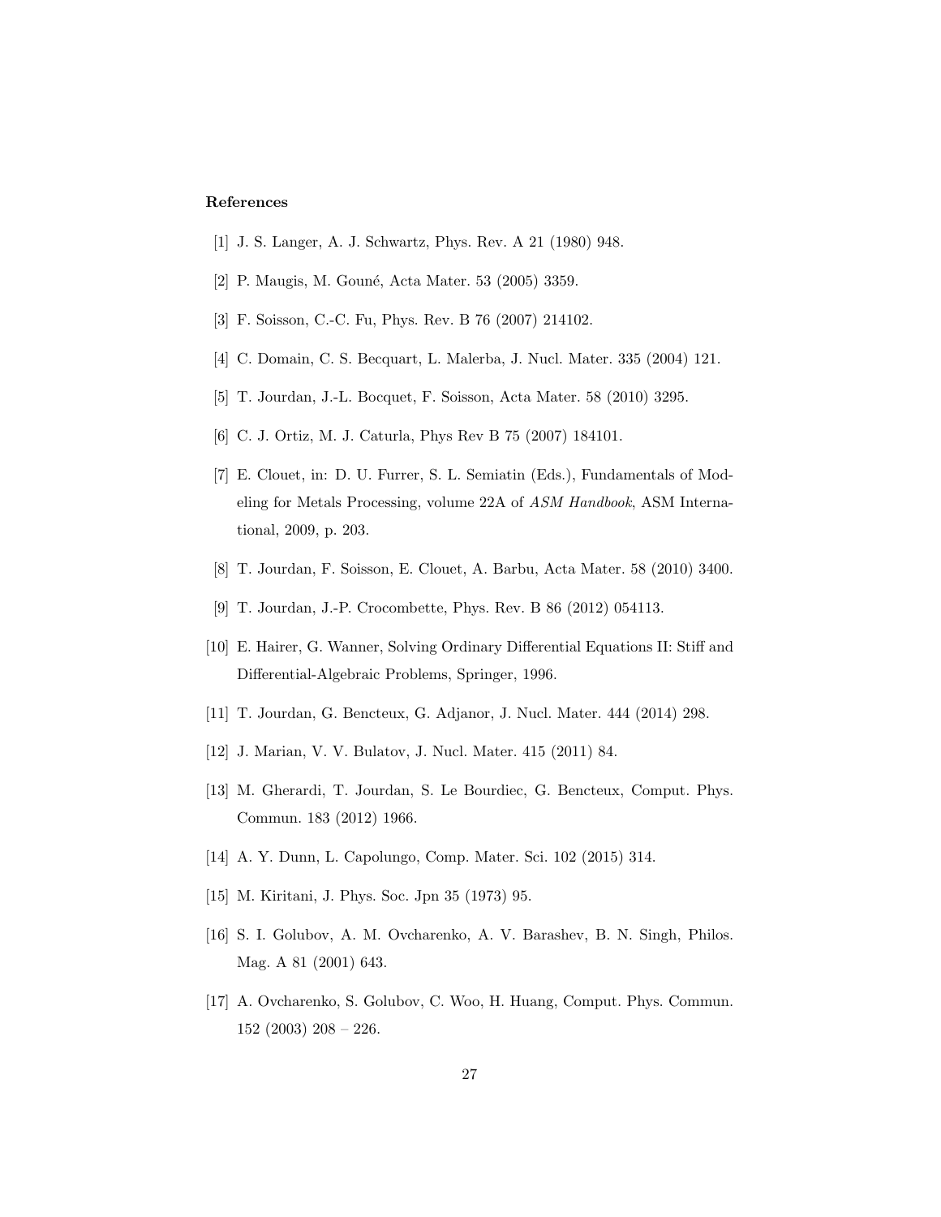## References

[1] J. S. Langer, A. J. Schwartz, Phys. Rev. A 21 (1980) 948.

[2] P. Maugis, M. Gouné, Acta Mater. 53 (2005) 3359.

[3] F. Soisson, C.-C. Fu, Phys. Rev. B 76 (2007) 214102.

[4] C. Domain, C. S. Becquart, L. Malerba, J. Nucl. Mater. 335 (2004) 121.

[5] T. Jourdan, J.-L. Bocquet, F. Soisson, Acta Mater. 58 (2010) 3295.

[6] C. J. Ortiz, M. J. Caturla, Phys Rev B 75 (2007) 184101.

[7] E. Clouet, in: D. U. Furrer, S. L. Semiatin (Eds.), Fundamentals of Modeling for Metals Processing, volume 22A of *ASM Handbook*, ASM International, 2009, p. 203.

[8] T. Jourdan, F. Soisson, E. Clouet, A. Barbu, Acta Mater. 58 (2010) 3400.

[9] T. Jourdan, J.-P. Crocombette, Phys. Rev. B 86 (2012) 054113.

[10] E. Hairer, G. Wanner, Solving Ordinary Differential Equations II: Stiff and Differential-Algebraic Problems, Springer, 1996.

[11] T. Jourdan, G. Bencteux, G. Adjanor, J. Nucl. Mater. 444 (2014) 298.

[12] J. Marian, V. V. Bulatov, J. Nucl. Mater. 415 (2011) 84.

[13] M. Gherardi, T. Jourdan, S. Le Bourdiec, G. Bencteux, Comput. Phys. Commun. 183 (2012) 1966.

[14] A. Y. Dunn, L. Capolungo, Comp. Mater. Sci. 102 (2015) 314.

[15] M. Kiritani, J. Phys. Soc. Jpn 35 (1973) 95.

[16] S. I. Golubov, A. M. Ovcharenko, A. V. Barashev, B. N. Singh, Philos. Mag. A 81 (2001) 643.

[17] A. Ovcharenko, S. Golubov, C. Woo, H. Huang, Comput. Phys. Commun. 152 (2003) 208 – 226.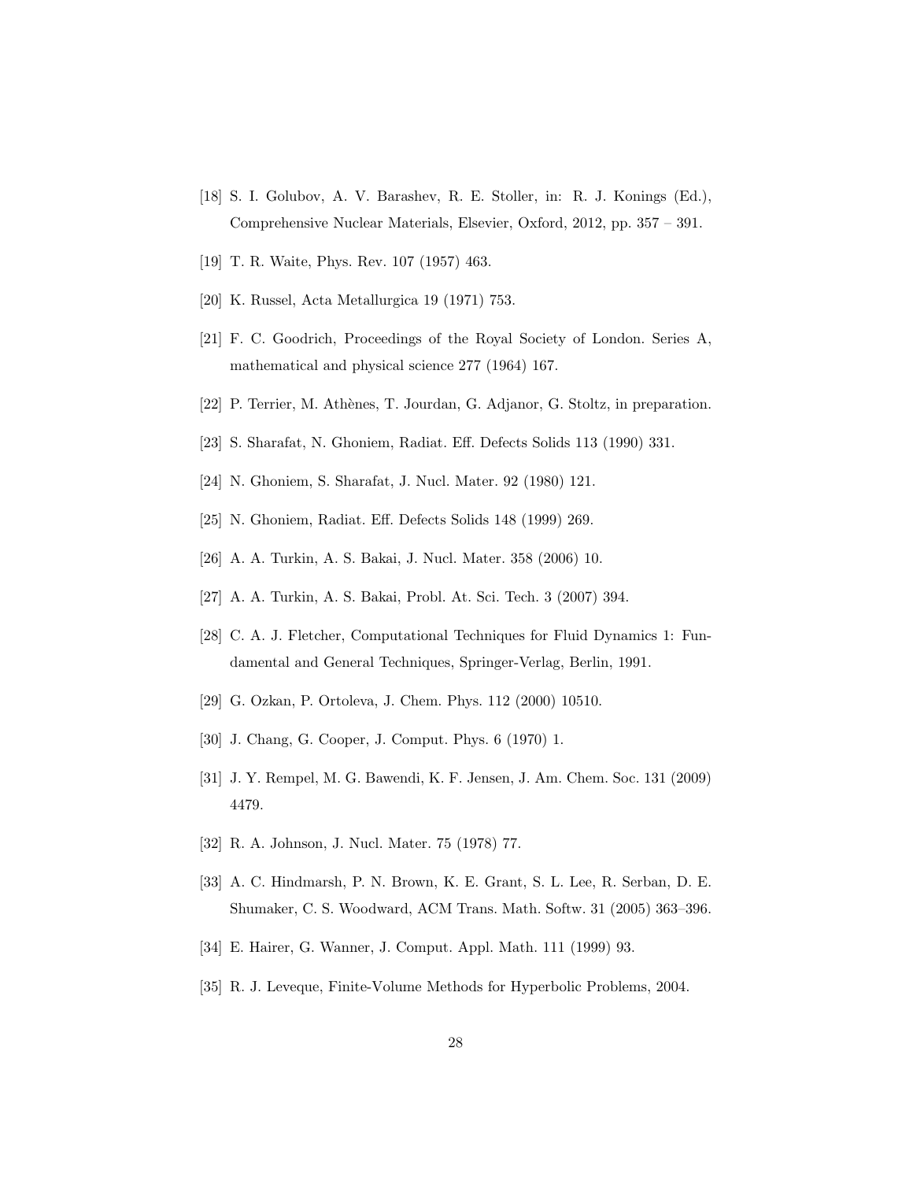[18] S. I. Golubov, A. V. Barashev, R. E. Stoller, in: R. J. Konings (Ed.), Comprehensive Nuclear Materials, Elsevier, Oxford, 2012, pp. 357 – 391.

[19] T. R. Waite, Phys. Rev. 107 (1957) 463.

[20] K. Russel, Acta Metallurgica 19 (1971) 753.

[21] F. C. Goodrich, Proceedings of the Royal Society of London. Series A, mathematical and physical science 277 (1964) 167.

[22] P. Terrier, M. Athènes, T. Jourdan, G. Adjanor, G. Stoltz, in preparation.

[23] S. Sharafat, N. Ghoniem, Radiat. Eff. Defects Solids 113 (1990) 331.

[24] N. Ghoniem, S. Sharafat, J. Nucl. Mater. 92 (1980) 121.

[25] N. Ghoniem, Radiat. Eff. Defects Solids 148 (1999) 269.

[26] A. A. Turkin, A. S. Bakai, J. Nucl. Mater. 358 (2006) 10.

[27] A. A. Turkin, A. S. Bakai, Probl. At. Sci. Tech. 3 (2007) 394.

[28] C. A. J. Fletcher, Computational Techniques for Fluid Dynamics 1: Fundamental and General Techniques, Springer-Verlag, Berlin, 1991.

[29] G. Ozkan, P. Ortoleva, J. Chem. Phys. 112 (2000) 10510.

[30] J. Chang, G. Cooper, J. Comput. Phys. 6 (1970) 1.

[31] J. Y. Rempel, M. G. Bawendi, K. F. Jensen, J. Am. Chem. Soc. 131 (2009) 4479.

[32] R. A. Johnson, J. Nucl. Mater. 75 (1978) 77.

[33] A. C. Hindmarsh, P. N. Brown, K. E. Grant, S. L. Lee, R. Serban, D. E. Shumaker, C. S. Woodward, ACM Trans. Math. Softw. 31 (2005) 363–396.

[34] E. Hairer, G. Wanner, J. Comput. Appl. Math. 111 (1999) 93.

[35] R. J. Leveque, Finite-Volume Methods for Hyperbolic Problems, 2004.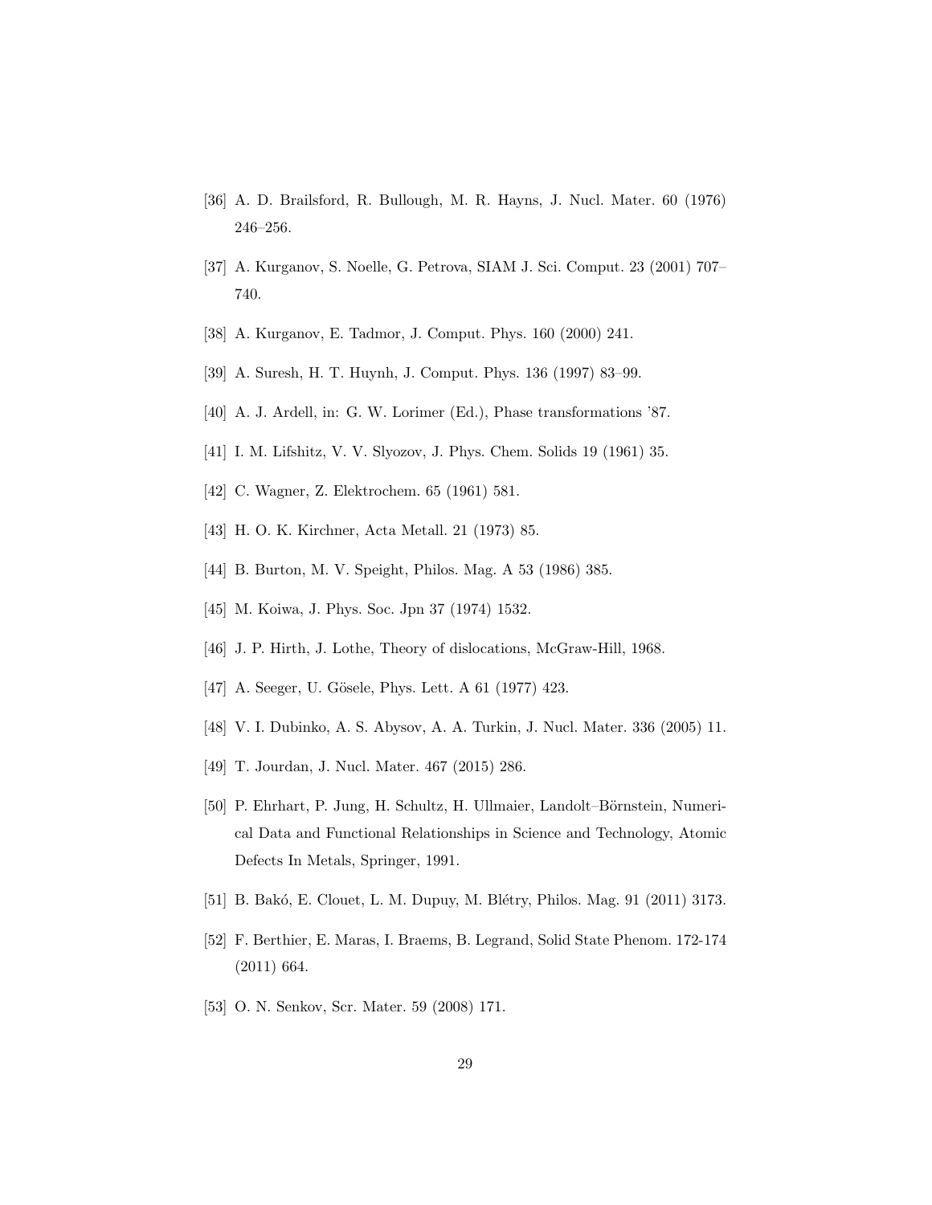[36] A. D. Brailsford, R. Bullough, M. R. Hayns, J. Nucl. Mater. 60 (1976) 246–256.

[37] A. Kurganov, S. Noelle, G. Petrova, SIAM J. Sci. Comput. 23 (2001) 707–740.

[38] A. Kurganov, E. Tadmor, J. Comput. Phys. 160 (2000) 241.

[39] A. Suresh, H. T. Huynh, J. Comput. Phys. 136 (1997) 83–99.

[40] A. J. Ardell, in: G. W. Lorimer (Ed.), Phase transformations '87.

[41] I. M. Lifshitz, V. V. Slyozov, J. Phys. Chem. Solids 19 (1961) 35.

[42] C. Wagner, Z. Elektrochem. 65 (1961) 581.

[43] H. O. K. Kirchner, Acta Metall. 21 (1973) 85.

[44] B. Burton, M. V. Speight, Philos. Mag. A 53 (1986) 385.

[45] M. Koiwa, J. Phys. Soc. Jpn 37 (1974) 1532.

[46] J. P. Hirth, J. Lothe, Theory of dislocations, McGraw-Hill, 1968.

[47] A. Seeger, U. Gösele, Phys. Lett. A 61 (1977) 423.

[48] V. I. Dubinko, A. S. Abysov, A. A. Turkin, J. Nucl. Mater. 336 (2005) 11.

[49] T. Jourdan, J. Nucl. Mater. 467 (2015) 286.

[50] P. Ehrhart, P. Jung, H. Schultz, H. Ullmaier, Landolt–Börnstein, Numerical Data and Functional Relationships in Science and Technology, Atomic Defects In Metals, Springer, 1991.

[51] B. Bakó, E. Clouet, L. M. Dupuy, M. Blétry, Philos. Mag. 91 (2011) 3173.

[52] F. Berthier, E. Maras, I. Braems, B. Legrand, Solid State Phenom. 172-174 (2011) 664.

[53] O. N. Senkov, Scr. Mater. 59 (2008) 171.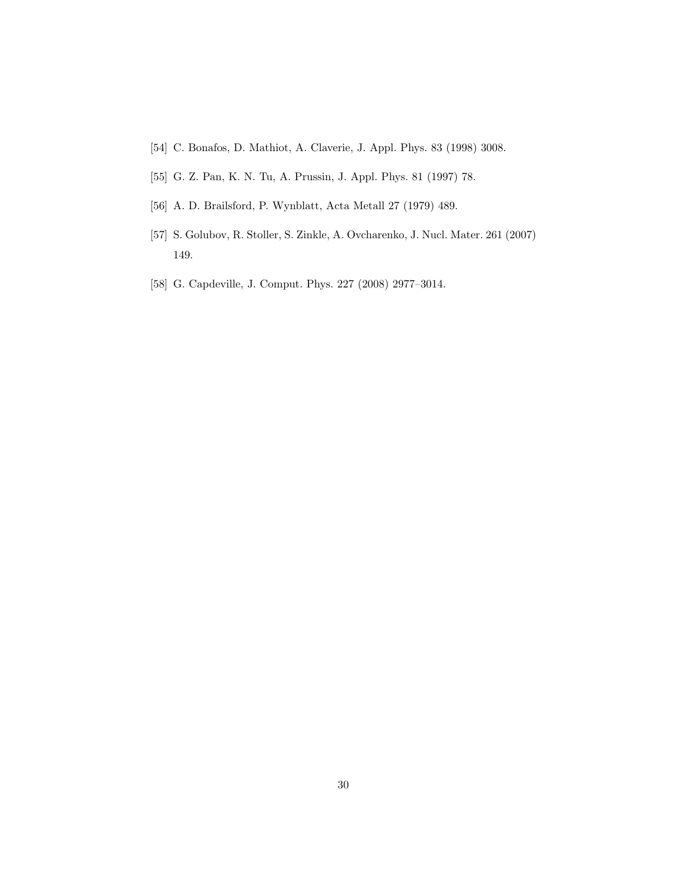[54] C. Bonafos, D. Mathiot, A. Claverie, J. Appl. Phys. 83 (1998) 3008.

[55] G. Z. Pan, K. N. Tu, A. Prussin, J. Appl. Phys. 81 (1997) 78.

[56] A. D. Brailsford, P. Wynblatt, Acta Metall 27 (1979) 489.

[57] S. Golubov, R. Stoller, S. Zinkle, A. Ovcharenko, J. Nucl. Mater. 261 (2007) 149.

[58] G. Capdeville, J. Comput. Phys. 227 (2008) 2977–3014.